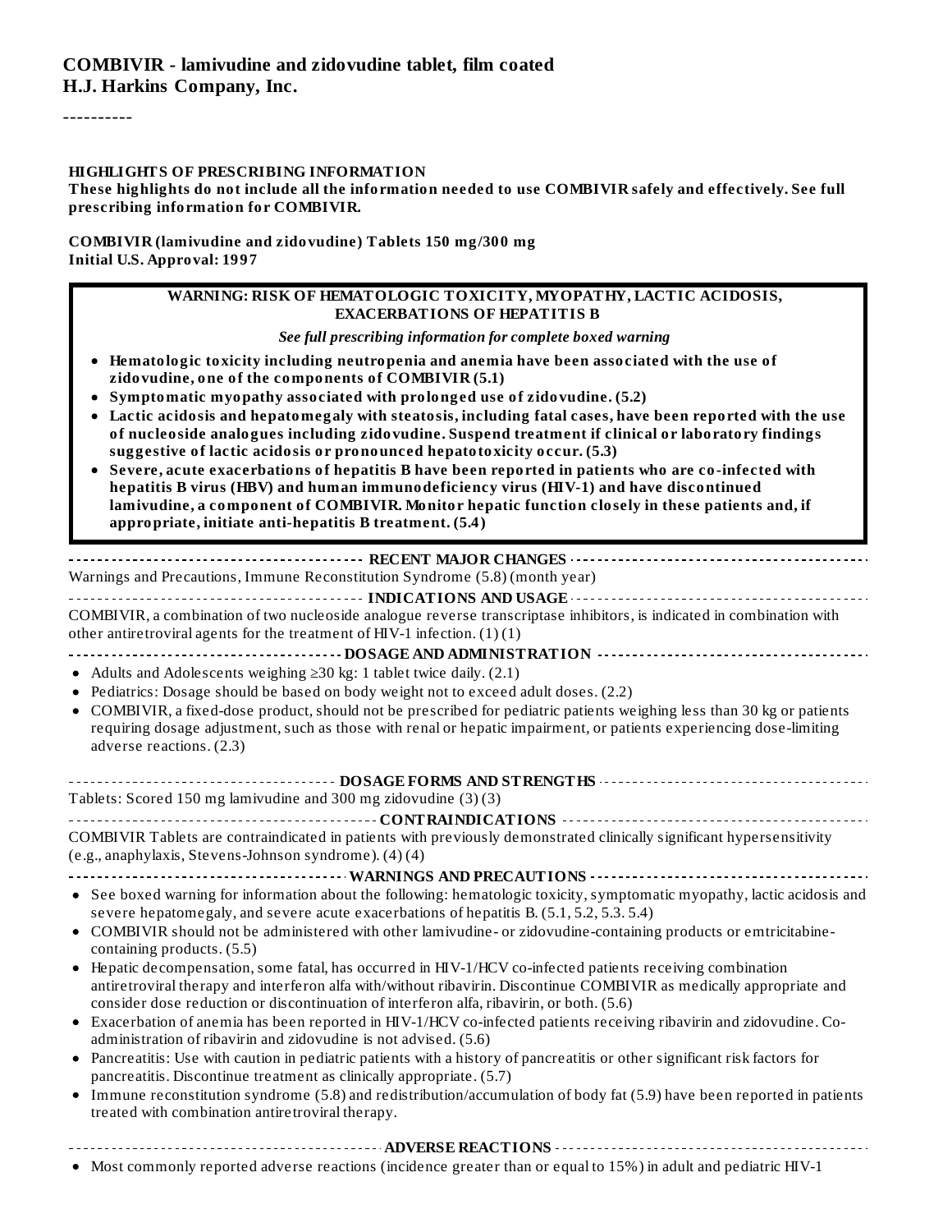# COMBIVIR - lamivudine and zidovudine tablet, film coated
## H.J. Harkins Company, Inc.

----------

**HIGHLIGHTS OF PRESCRIBING INFORMATION**
**These highlights do not include all the information needed to use COMBIVIR safely and effectively. See full prescribing information for COMBIVIR.**

**COMBIVIR (lamivudine and zidovudine) Tablets 150 mg/300 mg**
**Initial U.S. Approval: 1997**

**WARNING: RISK OF HEMATOLOGIC TOXICITY, MYOPATHY, LACTIC ACIDOSIS, EXACERBATIONS OF HEPATITIS B**

***See full prescribing information for complete boxed warning***

- **Hematologic toxicity including neutropenia and anemia have been associated with the use of zidovudine, one of the components of COMBIVIR (5.1)**
- **Symptomatic myopathy associated with prolonged use of zidovudine. (5.2)**
- **Lactic acidosis and hepatomegaly with steatosis, including fatal cases, have been reported with the use of nucleoside analogues including zidovudine. Suspend treatment if clinical or laboratory findings suggestive of lactic acidosis or pronounced hepatotoxicity occur. (5.3)**
- **Severe, acute exacerbations of hepatitis B have been reported in patients who are co-infected with hepatitis B virus (HBV) and human immunodeficiency virus (HIV-1) and have discontinued lamivudine, a component of COMBIVIR. Monitor hepatic function closely in these patients and, if appropriate, initiate anti-hepatitis B treatment. (5.4)**

**RECENT MAJOR CHANGES**

Warnings and Precautions, Immune Reconstitution Syndrome (5.8) (month year)

**INDICATIONS AND USAGE**

COMBIVIR, a combination of two nucleoside analogue reverse transcriptase inhibitors, is indicated in combination with other antiretroviral agents for the treatment of HIV-1 infection. (1) (1)

**DOSAGE AND ADMINISTRATION**

- Adults and Adolescents weighing ≥30 kg: 1 tablet twice daily. (2.1)
- Pediatrics: Dosage should be based on body weight not to exceed adult doses. (2.2)
- COMBIVIR, a fixed-dose product, should not be prescribed for pediatric patients weighing less than 30 kg or patients requiring dosage adjustment, such as those with renal or hepatic impairment, or patients experiencing dose-limiting adverse reactions. (2.3)

**DOSAGE FORMS AND STRENGTHS**

Tablets: Scored 150 mg lamivudine and 300 mg zidovudine (3) (3)

**CONTRAINDICATIONS**

COMBIVIR Tablets are contraindicated in patients with previously demonstrated clinically significant hypersensitivity (e.g., anaphylaxis, Stevens-Johnson syndrome). (4) (4)

**WARNINGS AND PRECAUTIONS**

- See boxed warning for information about the following: hematologic toxicity, symptomatic myopathy, lactic acidosis and severe hepatomegaly, and severe acute exacerbations of hepatitis B. (5.1, 5.2, 5.3. 5.4)
- COMBIVIR should not be administered with other lamivudine- or zidovudine-containing products or emtricitabine-containing products. (5.5)
- Hepatic decompensation, some fatal, has occurred in HIV-1/HCV co-infected patients receiving combination antiretroviral therapy and interferon alfa with/without ribavirin. Discontinue COMBIVIR as medically appropriate and consider dose reduction or discontinuation of interferon alfa, ribavirin, or both. (5.6)
- Exacerbation of anemia has been reported in HIV-1/HCV co-infected patients receiving ribavirin and zidovudine. Co-administration of ribavirin and zidovudine is not advised. (5.6)
- Pancreatitis: Use with caution in pediatric patients with a history of pancreatitis or other significant risk factors for pancreatitis. Discontinue treatment as clinically appropriate. (5.7)
- Immune reconstitution syndrome (5.8) and redistribution/accumulation of body fat (5.9) have been reported in patients treated with combination antiretroviral therapy.

**ADVERSE REACTIONS**

- Most commonly reported adverse reactions (incidence greater than or equal to 15%) in adult and pediatric HIV-1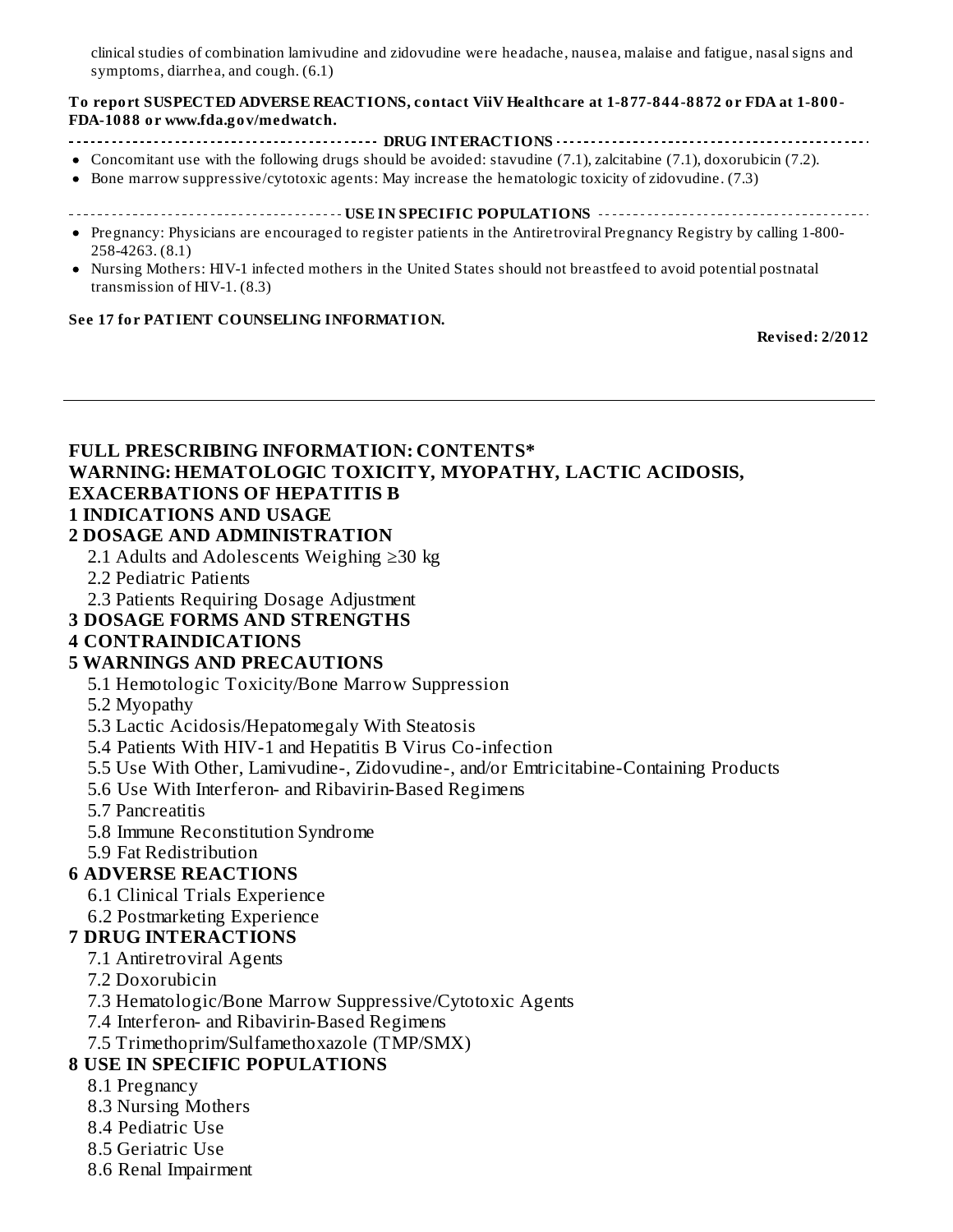clinical studies of combination lamivudine and zidovudine were headache, nausea, malaise and fatigue, nasal signs and symptoms, diarrhea, and cough. (6.1)

**To report SUSPECTED ADVERSE REACTIONS, contact ViiV Healthcare at 1-877-844-8872 or FDA at 1-800-FDA-1088 or www.fda.gov/medwatch.**

**DRUG INTERACTIONS**

- Concomitant use with the following drugs should be avoided: stavudine (7.1), zalcitabine (7.1), doxorubicin (7.2).
- Bone marrow suppressive/cytotoxic agents: May increase the hematologic toxicity of zidovudine. (7.3)

**USE IN SPECIFIC POPULATIONS**

- Pregnancy: Physicians are encouraged to register patients in the Antiretroviral Pregnancy Registry by calling 1-800-258-4263. (8.1)
- Nursing Mothers: HIV-1 infected mothers in the United States should not breastfeed to avoid potential postnatal transmission of HIV-1. (8.3)

**See 17 for PATIENT COUNSELING INFORMATION.**

**Revised: 2/2012**

---

## FULL PRESCRIBING INFORMATION: CONTENTS*

## WARNING: HEMATOLOGIC TOXICITY, MYOPATHY, LACTIC ACIDOSIS, EXACERBATIONS OF HEPATITIS B

## 1 INDICATIONS AND USAGE

## 2 DOSAGE AND ADMINISTRATION

- 2.1 Adults and Adolescents Weighing ≥30 kg
- 2.2 Pediatric Patients
- 2.3 Patients Requiring Dosage Adjustment

## 3 DOSAGE FORMS AND STRENGTHS

## 4 CONTRAINDICATIONS

## 5 WARNINGS AND PRECAUTIONS

- 5.1 Hemotologic Toxicity/Bone Marrow Suppression
- 5.2 Myopathy
- 5.3 Lactic Acidosis/Hepatomegaly With Steatosis
- 5.4 Patients With HIV-1 and Hepatitis B Virus Co-infection
- 5.5 Use With Other, Lamivudine-, Zidovudine-, and/or Emtricitabine-Containing Products
- 5.6 Use With Interferon- and Ribavirin-Based Regimens
- 5.7 Pancreatitis
- 5.8 Immune Reconstitution Syndrome
- 5.9 Fat Redistribution

## 6 ADVERSE REACTIONS

- 6.1 Clinical Trials Experience
- 6.2 Postmarketing Experience

## 7 DRUG INTERACTIONS

- 7.1 Antiretroviral Agents
- 7.2 Doxorubicin
- 7.3 Hematologic/Bone Marrow Suppressive/Cytotoxic Agents
- 7.4 Interferon- and Ribavirin-Based Regimens
- 7.5 Trimethoprim/Sulfamethoxazole (TMP/SMX)

## 8 USE IN SPECIFIC POPULATIONS

- 8.1 Pregnancy
- 8.3 Nursing Mothers
- 8.4 Pediatric Use
- 8.5 Geriatric Use
- 8.6 Renal Impairment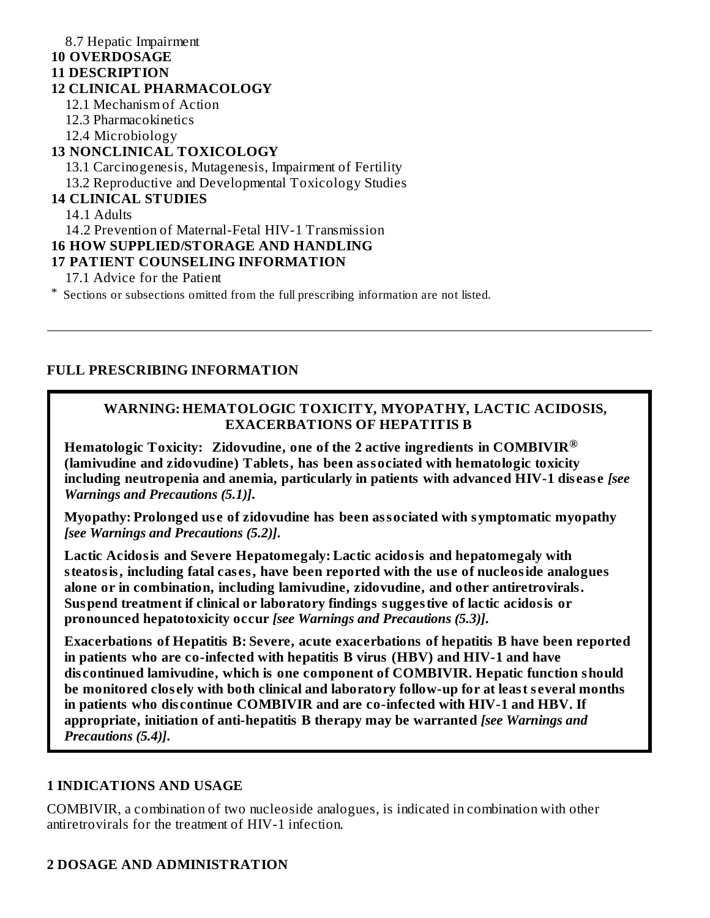8.7 Hepatic Impairment

**10 OVERDOSAGE**

**11 DESCRIPTION**

**12 CLINICAL PHARMACOLOGY**

12.1 Mechanism of Action

12.3 Pharmacokinetics

12.4 Microbiology

**13 NONCLINICAL TOXICOLOGY**

13.1 Carcinogenesis, Mutagenesis, Impairment of Fertility

13.2 Reproductive and Developmental Toxicology Studies

**14 CLINICAL STUDIES**

14.1 Adults

14.2 Prevention of Maternal-Fetal HIV-1 Transmission

**16 HOW SUPPLIED/STORAGE AND HANDLING**

**17 PATIENT COUNSELING INFORMATION**

17.1 Advice for the Patient

* Sections or subsections omitted from the full prescribing information are not listed.

---

## FULL PRESCRIBING INFORMATION

**WARNING: HEMATOLOGIC TOXICITY, MYOPATHY, LACTIC ACIDOSIS, EXACERBATIONS OF HEPATITIS B**

**Hematologic Toxicity: Zidovudine, one of the 2 active ingredients in COMBIVIR® (lamivudine and zidovudine) Tablets, has been associated with hematologic toxicity including neutropenia and anemia, particularly in patients with advanced HIV-1 disease** ***[see Warnings and Precautions (5.1)].***

**Myopathy: Prolonged use of zidovudine has been associated with symptomatic myopathy** ***[see Warnings and Precautions (5.2)].***

**Lactic Acidosis and Severe Hepatomegaly: Lactic acidosis and hepatomegaly with steatosis, including fatal cases, have been reported with the use of nucleoside analogues alone or in combination, including lamivudine, zidovudine, and other antiretrovirals. Suspend treatment if clinical or laboratory findings suggestive of lactic acidosis or pronounced hepatotoxicity occur** ***[see Warnings and Precautions (5.3)].***

**Exacerbations of Hepatitis B: Severe, acute exacerbations of hepatitis B have been reported in patients who are co-infected with hepatitis B virus (HBV) and HIV-1 and have discontinued lamivudine, which is one component of COMBIVIR. Hepatic function should be monitored closely with both clinical and laboratory follow-up for at least several months in patients who discontinue COMBIVIR and are co-infected with HIV-1 and HBV. If appropriate, initiation of anti-hepatitis B therapy may be warranted** ***[see Warnings and Precautions (5.4)].***

## 1 INDICATIONS AND USAGE

COMBIVIR, a combination of two nucleoside analogues, is indicated in combination with other antiretrovirals for the treatment of HIV-1 infection.

## 2 DOSAGE AND ADMINISTRATION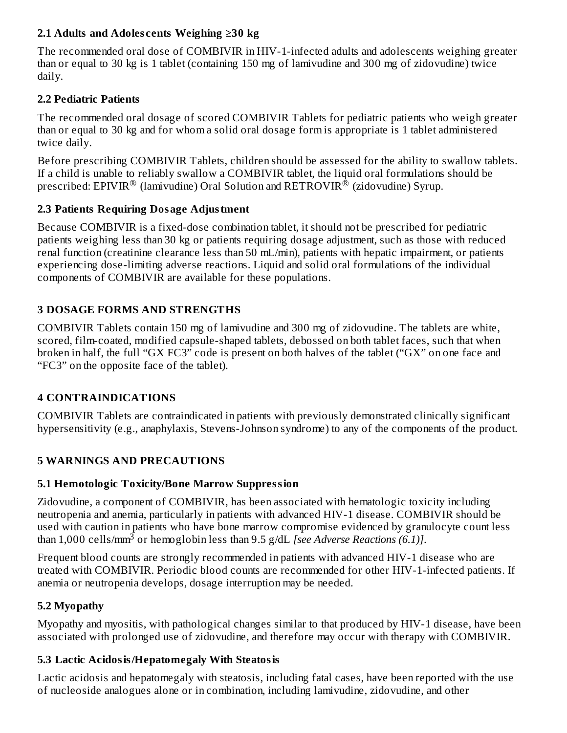### 2.1 Adults and Adolescents Weighing ≥30 kg

The recommended oral dose of COMBIVIR in HIV-1-infected adults and adolescents weighing greater than or equal to 30 kg is 1 tablet (containing 150 mg of lamivudine and 300 mg of zidovudine) twice daily.

### 2.2 Pediatric Patients

The recommended oral dosage of scored COMBIVIR Tablets for pediatric patients who weigh greater than or equal to 30 kg and for whom a solid oral dosage form is appropriate is 1 tablet administered twice daily.

Before prescribing COMBIVIR Tablets, children should be assessed for the ability to swallow tablets. If a child is unable to reliably swallow a COMBIVIR tablet, the liquid oral formulations should be prescribed: EPIVIR® (lamivudine) Oral Solution and RETROVIR® (zidovudine) Syrup.

### 2.3 Patients Requiring Dosage Adjustment

Because COMBIVIR is a fixed-dose combination tablet, it should not be prescribed for pediatric patients weighing less than 30 kg or patients requiring dosage adjustment, such as those with reduced renal function (creatinine clearance less than 50 mL/min), patients with hepatic impairment, or patients experiencing dose-limiting adverse reactions. Liquid and solid oral formulations of the individual components of COMBIVIR are available for these populations.

## 3 DOSAGE FORMS AND STRENGTHS

COMBIVIR Tablets contain 150 mg of lamivudine and 300 mg of zidovudine. The tablets are white, scored, film-coated, modified capsule-shaped tablets, debossed on both tablet faces, such that when broken in half, the full "GX FC3" code is present on both halves of the tablet ("GX" on one face and "FC3" on the opposite face of the tablet).

## 4 CONTRAINDICATIONS

COMBIVIR Tablets are contraindicated in patients with previously demonstrated clinically significant hypersensitivity (e.g., anaphylaxis, Stevens-Johnson syndrome) to any of the components of the product.

## 5 WARNINGS AND PRECAUTIONS

### 5.1 Hemotologic Toxicity/Bone Marrow Suppression

Zidovudine, a component of COMBIVIR, has been associated with hematologic toxicity including neutropenia and anemia, particularly in patients with advanced HIV-1 disease. COMBIVIR should be used with caution in patients who have bone marrow compromise evidenced by granulocyte count less than 1,000 cells/mm$^3$ or hemoglobin less than 9.5 g/dL *[see Adverse Reactions (6.1)]*.

Frequent blood counts are strongly recommended in patients with advanced HIV-1 disease who are treated with COMBIVIR. Periodic blood counts are recommended for other HIV-1-infected patients. If anemia or neutropenia develops, dosage interruption may be needed.

### 5.2 Myopathy

Myopathy and myositis, with pathological changes similar to that produced by HIV-1 disease, have been associated with prolonged use of zidovudine, and therefore may occur with therapy with COMBIVIR.

### 5.3 Lactic Acidosis/Hepatomegaly With Steatosis

Lactic acidosis and hepatomegaly with steatosis, including fatal cases, have been reported with the use of nucleoside analogues alone or in combination, including lamivudine, zidovudine, and other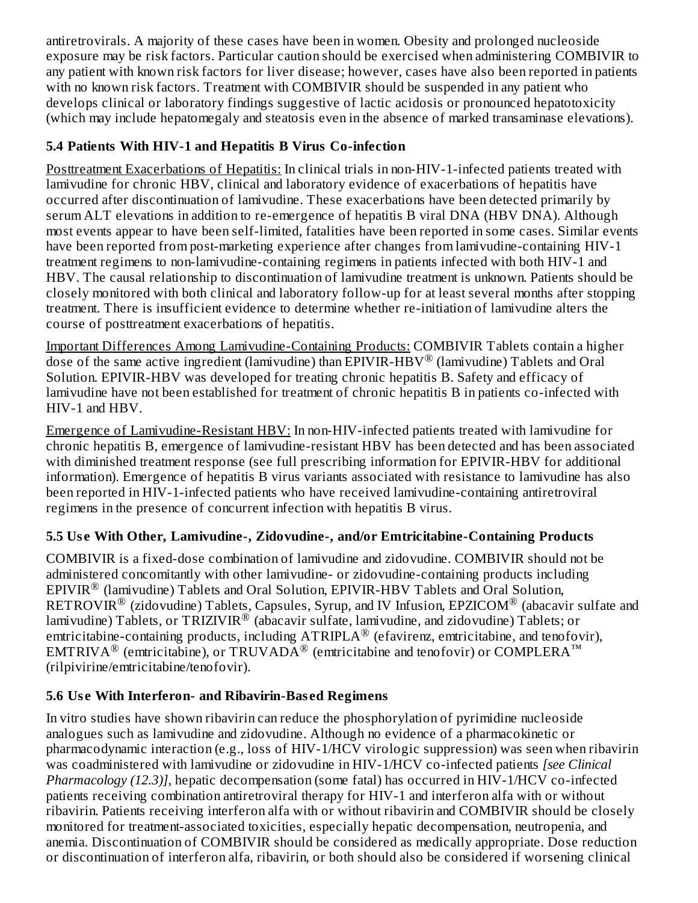antiretrovirals. A majority of these cases have been in women. Obesity and prolonged nucleoside exposure may be risk factors. Particular caution should be exercised when administering COMBIVIR to any patient with known risk factors for liver disease; however, cases have also been reported in patients with no known risk factors. Treatment with COMBIVIR should be suspended in any patient who develops clinical or laboratory findings suggestive of lactic acidosis or pronounced hepatotoxicity (which may include hepatomegaly and steatosis even in the absence of marked transaminase elevations).

### 5.4 Patients With HIV-1 and Hepatitis B Virus Co-infection

Posttreatment Exacerbations of Hepatitis: In clinical trials in non-HIV-1-infected patients treated with lamivudine for chronic HBV, clinical and laboratory evidence of exacerbations of hepatitis have occurred after discontinuation of lamivudine. These exacerbations have been detected primarily by serum ALT elevations in addition to re-emergence of hepatitis B viral DNA (HBV DNA). Although most events appear to have been self-limited, fatalities have been reported in some cases. Similar events have been reported from post-marketing experience after changes from lamivudine-containing HIV-1 treatment regimens to non-lamivudine-containing regimens in patients infected with both HIV-1 and HBV. The causal relationship to discontinuation of lamivudine treatment is unknown. Patients should be closely monitored with both clinical and laboratory follow-up for at least several months after stopping treatment. There is insufficient evidence to determine whether re-initiation of lamivudine alters the course of posttreatment exacerbations of hepatitis.

Important Differences Among Lamivudine-Containing Products: COMBIVIR Tablets contain a higher dose of the same active ingredient (lamivudine) than EPIVIR-HBV® (lamivudine) Tablets and Oral Solution. EPIVIR-HBV was developed for treating chronic hepatitis B. Safety and efficacy of lamivudine have not been established for treatment of chronic hepatitis B in patients co-infected with HIV-1 and HBV.

Emergence of Lamivudine-Resistant HBV: In non-HIV-infected patients treated with lamivudine for chronic hepatitis B, emergence of lamivudine-resistant HBV has been detected and has been associated with diminished treatment response (see full prescribing information for EPIVIR-HBV for additional information). Emergence of hepatitis B virus variants associated with resistance to lamivudine has also been reported in HIV-1-infected patients who have received lamivudine-containing antiretroviral regimens in the presence of concurrent infection with hepatitis B virus.

### 5.5 Use With Other, Lamivudine-, Zidovudine-, and/or Emtricitabine-Containing Products

COMBIVIR is a fixed-dose combination of lamivudine and zidovudine. COMBIVIR should not be administered concomitantly with other lamivudine- or zidovudine-containing products including EPIVIR® (lamivudine) Tablets and Oral Solution, EPIVIR-HBV Tablets and Oral Solution, RETROVIR® (zidovudine) Tablets, Capsules, Syrup, and IV Infusion, EPZICOM® (abacavir sulfate and lamivudine) Tablets, or TRIZIVIR® (abacavir sulfate, lamivudine, and zidovudine) Tablets; or emtricitabine-containing products, including ATRIPLA® (efavirenz, emtricitabine, and tenofovir), EMTRIVA® (emtricitabine), or TRUVADA® (emtricitabine and tenofovir) or COMPLERA™ (rilpivirine/emtricitabine/tenofovir).

### 5.6 Use With Interferon- and Ribavirin-Based Regimens

In vitro studies have shown ribavirin can reduce the phosphorylation of pyrimidine nucleoside analogues such as lamivudine and zidovudine. Although no evidence of a pharmacokinetic or pharmacodynamic interaction (e.g., loss of HIV-1/HCV virologic suppression) was seen when ribavirin was coadministered with lamivudine or zidovudine in HIV-1/HCV co-infected patients *[see Clinical Pharmacology (12.3)]*, hepatic decompensation (some fatal) has occurred in HIV-1/HCV co-infected patients receiving combination antiretroviral therapy for HIV-1 and interferon alfa with or without ribavirin. Patients receiving interferon alfa with or without ribavirin and COMBIVIR should be closely monitored for treatment-associated toxicities, especially hepatic decompensation, neutropenia, and anemia. Discontinuation of COMBIVIR should be considered as medically appropriate. Dose reduction or discontinuation of interferon alfa, ribavirin, or both should also be considered if worsening clinical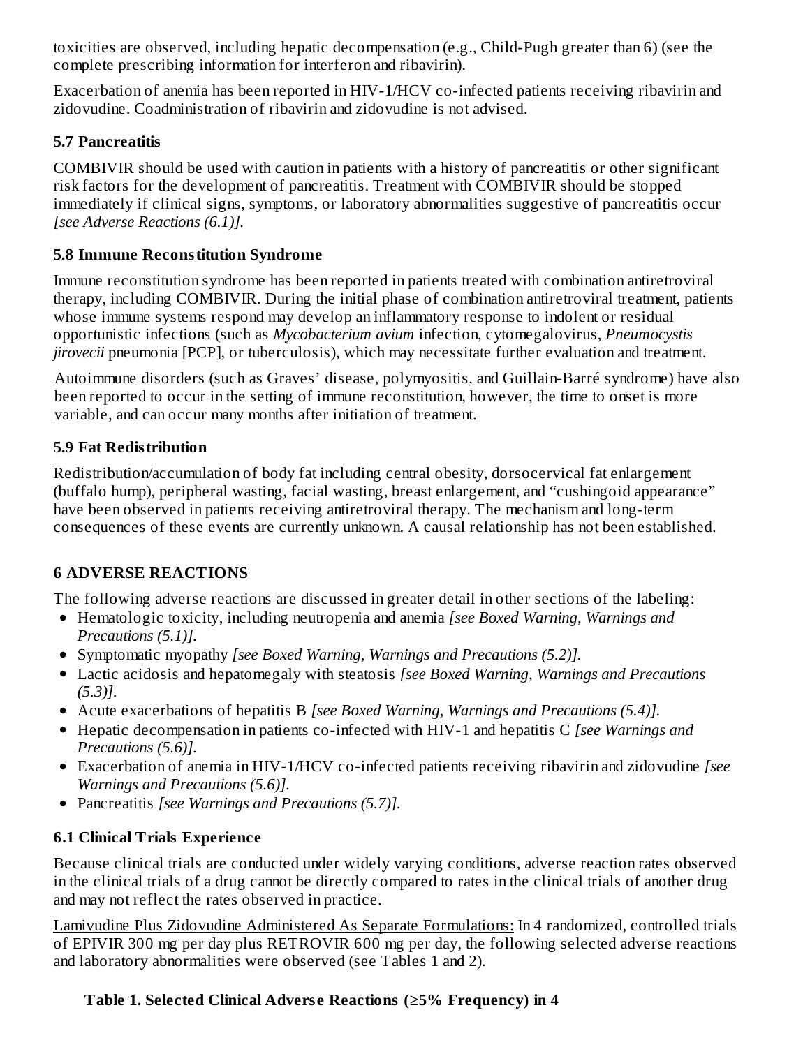toxicities are observed, including hepatic decompensation (e.g., Child-Pugh greater than 6) (see the complete prescribing information for interferon and ribavirin).

Exacerbation of anemia has been reported in HIV-1/HCV co-infected patients receiving ribavirin and zidovudine. Coadministration of ribavirin and zidovudine is not advised.

### 5.7 Pancreatitis

COMBIVIR should be used with caution in patients with a history of pancreatitis or other significant risk factors for the development of pancreatitis. Treatment with COMBIVIR should be stopped immediately if clinical signs, symptoms, or laboratory abnormalities suggestive of pancreatitis occur *[see Adverse Reactions (6.1)]*.

### 5.8 Immune Reconstitution Syndrome

Immune reconstitution syndrome has been reported in patients treated with combination antiretroviral therapy, including COMBIVIR. During the initial phase of combination antiretroviral treatment, patients whose immune systems respond may develop an inflammatory response to indolent or residual opportunistic infections (such as *Mycobacterium avium* infection, cytomegalovirus, *Pneumocystis jirovecii* pneumonia [PCP], or tuberculosis), which may necessitate further evaluation and treatment.

Autoimmune disorders (such as Graves' disease, polymyositis, and Guillain-Barré syndrome) have also been reported to occur in the setting of immune reconstitution, however, the time to onset is more variable, and can occur many months after initiation of treatment.

### 5.9 Fat Redistribution

Redistribution/accumulation of body fat including central obesity, dorsocervical fat enlargement (buffalo hump), peripheral wasting, facial wasting, breast enlargement, and "cushingoid appearance" have been observed in patients receiving antiretroviral therapy. The mechanism and long-term consequences of these events are currently unknown. A causal relationship has not been established.

## 6 ADVERSE REACTIONS

The following adverse reactions are discussed in greater detail in other sections of the labeling:

- Hematologic toxicity, including neutropenia and anemia *[see Boxed Warning, Warnings and Precautions (5.1)]*.
- Symptomatic myopathy *[see Boxed Warning, Warnings and Precautions (5.2)]*.
- Lactic acidosis and hepatomegaly with steatosis *[see Boxed Warning, Warnings and Precautions (5.3)]*.
- Acute exacerbations of hepatitis B *[see Boxed Warning, Warnings and Precautions (5.4)]*.
- Hepatic decompensation in patients co-infected with HIV-1 and hepatitis C *[see Warnings and Precautions (5.6)]*.
- Exacerbation of anemia in HIV-1/HCV co-infected patients receiving ribavirin and zidovudine *[see Warnings and Precautions (5.6)]*.
- Pancreatitis *[see Warnings and Precautions (5.7)]*.

### 6.1 Clinical Trials Experience

Because clinical trials are conducted under widely varying conditions, adverse reaction rates observed in the clinical trials of a drug cannot be directly compared to rates in the clinical trials of another drug and may not reflect the rates observed in practice.

<u>Lamivudine Plus Zidovudine Administered As Separate Formulations:</u> In 4 randomized, controlled trials of EPIVIR 300 mg per day plus RETROVIR 600 mg per day, the following selected adverse reactions and laboratory abnormalities were observed (see Tables 1 and 2).

**Table 1. Selected Clinical Adverse Reactions (≥5% Frequency) in 4**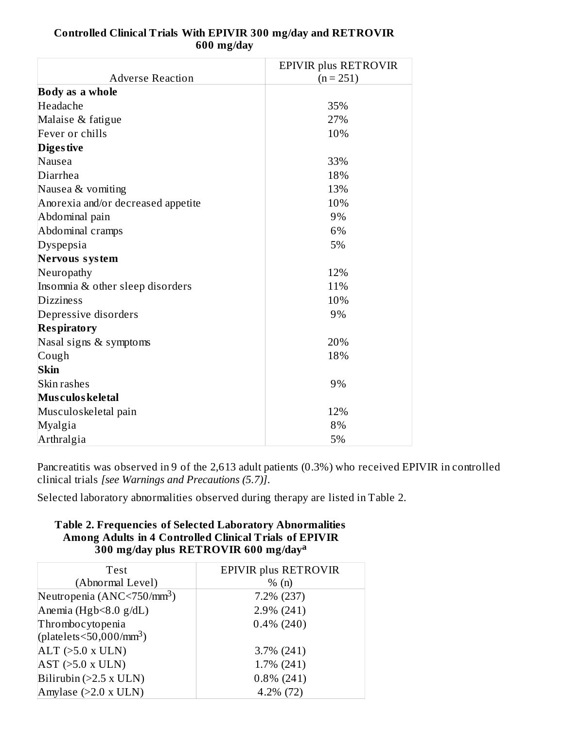**Controlled Clinical Trials With EPIVIR 300 mg/day and RETROVIR 600 mg/day**

| Adverse Reaction | EPIVIR plus RETROVIR (n = 251) |
|---|---|
| **Body as a whole** | |
| Headache | 35% |
| Malaise & fatigue | 27% |
| Fever or chills | 10% |
| **Digestive** | |
| Nausea | 33% |
| Diarrhea | 18% |
| Nausea & vomiting | 13% |
| Anorexia and/or decreased appetite | 10% |
| Abdominal pain | 9% |
| Abdominal cramps | 6% |
| Dyspepsia | 5% |
| **Nervous system** | |
| Neuropathy | 12% |
| Insomnia & other sleep disorders | 11% |
| Dizziness | 10% |
| Depressive disorders | 9% |
| **Respiratory** | |
| Nasal signs & symptoms | 20% |
| Cough | 18% |
| **Skin** | |
| Skin rashes | 9% |
| **Musculoskeletal** | |
| Musculoskeletal pain | 12% |
| Myalgia | 8% |
| Arthralgia | 5% |

Pancreatitis was observed in 9 of the 2,613 adult patients (0.3%) who received EPIVIR in controlled clinical trials *[see Warnings and Precautions (5.7)]*.

Selected laboratory abnormalities observed during therapy are listed in Table 2.

**Table 2. Frequencies of Selected Laboratory Abnormalities Among Adults in 4 Controlled Clinical Trials of EPIVIR 300 mg/day plus RETROVIR 600 mg/day[a]**

| Test (Abnormal Level) | EPIVIR plus RETROVIR % (n) |
|---|---|
| Neutropenia (ANC<750/mm$^3$) | 7.2% (237) |
| Anemia (Hgb<8.0 g/dL) | 2.9% (241) |
| Thrombocytopenia (platelets<50,000/mm$^3$) | 0.4% (240) |
| ALT (>5.0 x ULN) | 3.7% (241) |
| AST (>5.0 x ULN) | 1.7% (241) |
| Bilirubin (>2.5 x ULN) | 0.8% (241) |
| Amylase (>2.0 x ULN) | 4.2% (72) |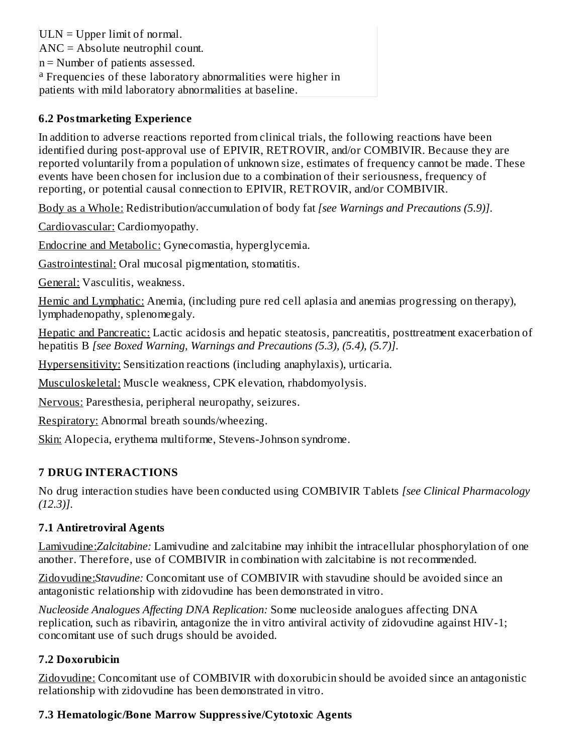ULN = Upper limit of normal.
ANC = Absolute neutrophil count.
n = Number of patients assessed.
[a] Frequencies of these laboratory abnormalities were higher in patients with mild laboratory abnormalities at baseline.

### 6.2 Postmarketing Experience

In addition to adverse reactions reported from clinical trials, the following reactions have been identified during post-approval use of EPIVIR, RETROVIR, and/or COMBIVIR. Because they are reported voluntarily from a population of unknown size, estimates of frequency cannot be made. These events have been chosen for inclusion due to a combination of their seriousness, frequency of reporting, or potential causal connection to EPIVIR, RETROVIR, and/or COMBIVIR.

Body as a Whole: Redistribution/accumulation of body fat *[see Warnings and Precautions (5.9)]*.

Cardiovascular: Cardiomyopathy.

Endocrine and Metabolic: Gynecomastia, hyperglycemia.

Gastrointestinal: Oral mucosal pigmentation, stomatitis.

General: Vasculitis, weakness.

Hemic and Lymphatic: Anemia, (including pure red cell aplasia and anemias progressing on therapy), lymphadenopathy, splenomegaly.

Hepatic and Pancreatic: Lactic acidosis and hepatic steatosis, pancreatitis, posttreatment exacerbation of hepatitis B *[see Boxed Warning, Warnings and Precautions (5.3), (5.4), (5.7)]*.

Hypersensitivity: Sensitization reactions (including anaphylaxis), urticaria.

Musculoskeletal: Muscle weakness, CPK elevation, rhabdomyolysis.

Nervous: Paresthesia, peripheral neuropathy, seizures.

Respiratory: Abnormal breath sounds/wheezing.

Skin: Alopecia, erythema multiforme, Stevens-Johnson syndrome.

## 7 DRUG INTERACTIONS

No drug interaction studies have been conducted using COMBIVIR Tablets *[see Clinical Pharmacology (12.3)]*.

### 7.1 Antiretroviral Agents

Lamivudine:*Zalcitabine:* Lamivudine and zalcitabine may inhibit the intracellular phosphorylation of one another. Therefore, use of COMBIVIR in combination with zalcitabine is not recommended.

Zidovudine:*Stavudine:* Concomitant use of COMBIVIR with stavudine should be avoided since an antagonistic relationship with zidovudine has been demonstrated in vitro.

*Nucleoside Analogues Affecting DNA Replication:* Some nucleoside analogues affecting DNA replication, such as ribavirin, antagonize the in vitro antiviral activity of zidovudine against HIV-1; concomitant use of such drugs should be avoided.

### 7.2 Doxorubicin

Zidovudine: Concomitant use of COMBIVIR with doxorubicin should be avoided since an antagonistic relationship with zidovudine has been demonstrated in vitro.

### 7.3 Hematologic/Bone Marrow Suppressive/Cytotoxic Agents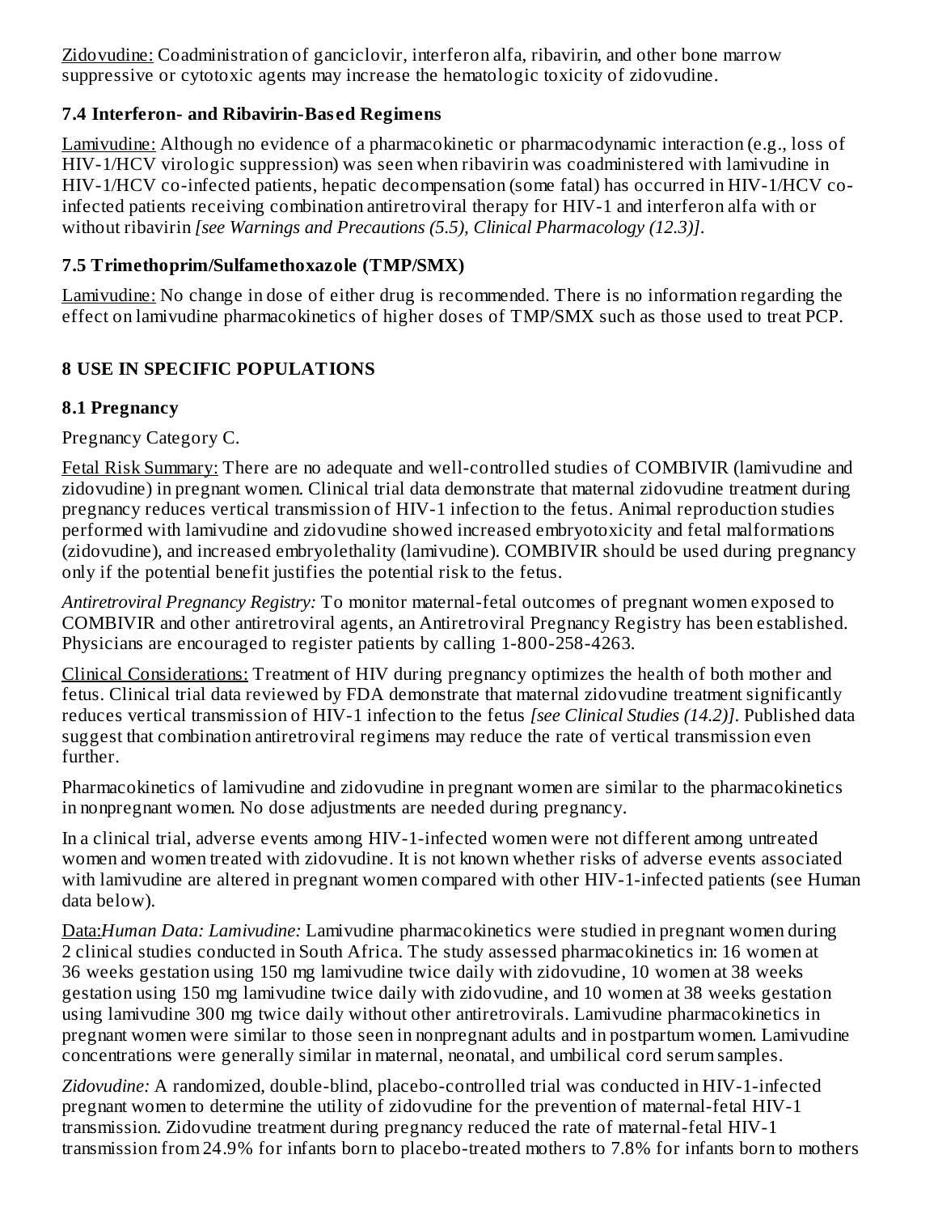Zidovudine: Coadministration of ganciclovir, interferon alfa, ribavirin, and other bone marrow suppressive or cytotoxic agents may increase the hematologic toxicity of zidovudine.

### 7.4 Interferon- and Ribavirin-Based Regimens

Lamivudine: Although no evidence of a pharmacokinetic or pharmacodynamic interaction (e.g., loss of HIV-1/HCV virologic suppression) was seen when ribavirin was coadministered with lamivudine in HIV-1/HCV co-infected patients, hepatic decompensation (some fatal) has occurred in HIV-1/HCV co-infected patients receiving combination antiretroviral therapy for HIV-1 and interferon alfa with or without ribavirin *[see Warnings and Precautions (5.5), Clinical Pharmacology (12.3)]*.

### 7.5 Trimethoprim/Sulfamethoxazole (TMP/SMX)

Lamivudine: No change in dose of either drug is recommended. There is no information regarding the effect on lamivudine pharmacokinetics of higher doses of TMP/SMX such as those used to treat PCP.

## 8 USE IN SPECIFIC POPULATIONS

### 8.1 Pregnancy

Pregnancy Category C.

Fetal Risk Summary: There are no adequate and well-controlled studies of COMBIVIR (lamivudine and zidovudine) in pregnant women. Clinical trial data demonstrate that maternal zidovudine treatment during pregnancy reduces vertical transmission of HIV-1 infection to the fetus. Animal reproduction studies performed with lamivudine and zidovudine showed increased embryotoxicity and fetal malformations (zidovudine), and increased embryolethality (lamivudine). COMBIVIR should be used during pregnancy only if the potential benefit justifies the potential risk to the fetus.

*Antiretroviral Pregnancy Registry:* To monitor maternal-fetal outcomes of pregnant women exposed to COMBIVIR and other antiretroviral agents, an Antiretroviral Pregnancy Registry has been established. Physicians are encouraged to register patients by calling 1-800-258-4263.

Clinical Considerations: Treatment of HIV during pregnancy optimizes the health of both mother and fetus. Clinical trial data reviewed by FDA demonstrate that maternal zidovudine treatment significantly reduces vertical transmission of HIV-1 infection to the fetus *[see Clinical Studies (14.2)]*. Published data suggest that combination antiretroviral regimens may reduce the rate of vertical transmission even further.

Pharmacokinetics of lamivudine and zidovudine in pregnant women are similar to the pharmacokinetics in nonpregnant women. No dose adjustments are needed during pregnancy.

In a clinical trial, adverse events among HIV-1-infected women were not different among untreated women and women treated with zidovudine. It is not known whether risks of adverse events associated with lamivudine are altered in pregnant women compared with other HIV-1-infected patients (see Human data below).

Data:*Human Data: Lamivudine:* Lamivudine pharmacokinetics were studied in pregnant women during 2 clinical studies conducted in South Africa. The study assessed pharmacokinetics in: 16 women at 36 weeks gestation using 150 mg lamivudine twice daily with zidovudine, 10 women at 38 weeks gestation using 150 mg lamivudine twice daily with zidovudine, and 10 women at 38 weeks gestation using lamivudine 300 mg twice daily without other antiretrovirals. Lamivudine pharmacokinetics in pregnant women were similar to those seen in nonpregnant adults and in postpartum women. Lamivudine concentrations were generally similar in maternal, neonatal, and umbilical cord serum samples.

*Zidovudine:* A randomized, double-blind, placebo-controlled trial was conducted in HIV-1-infected pregnant women to determine the utility of zidovudine for the prevention of maternal-fetal HIV-1 transmission. Zidovudine treatment during pregnancy reduced the rate of maternal-fetal HIV-1 transmission from 24.9% for infants born to placebo-treated mothers to 7.8% for infants born to mothers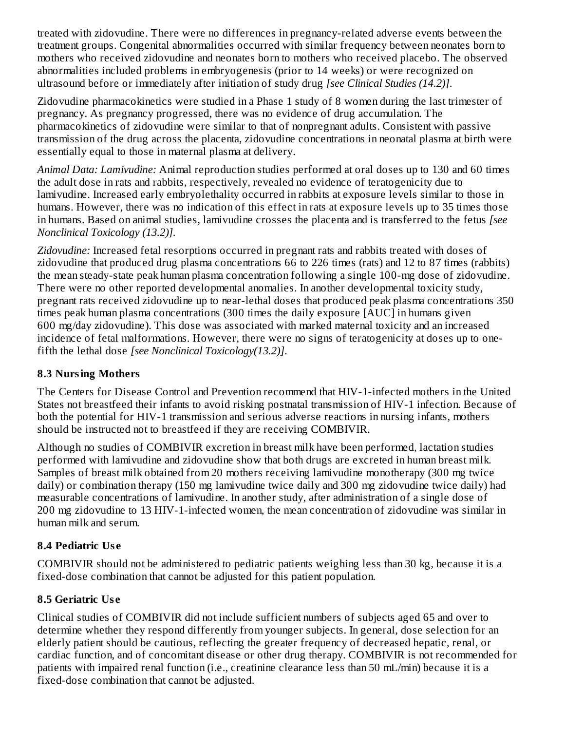treated with zidovudine. There were no differences in pregnancy-related adverse events between the treatment groups. Congenital abnormalities occurred with similar frequency between neonates born to mothers who received zidovudine and neonates born to mothers who received placebo. The observed abnormalities included problems in embryogenesis (prior to 14 weeks) or were recognized on ultrasound before or immediately after initiation of study drug *[see Clinical Studies (14.2)]*.

Zidovudine pharmacokinetics were studied in a Phase 1 study of 8 women during the last trimester of pregnancy. As pregnancy progressed, there was no evidence of drug accumulation. The pharmacokinetics of zidovudine were similar to that of nonpregnant adults. Consistent with passive transmission of the drug across the placenta, zidovudine concentrations in neonatal plasma at birth were essentially equal to those in maternal plasma at delivery.

*Animal Data: Lamivudine:* Animal reproduction studies performed at oral doses up to 130 and 60 times the adult dose in rats and rabbits, respectively, revealed no evidence of teratogenicity due to lamivudine. Increased early embryolethality occurred in rabbits at exposure levels similar to those in humans. However, there was no indication of this effect in rats at exposure levels up to 35 times those in humans. Based on animal studies, lamivudine crosses the placenta and is transferred to the fetus *[see Nonclinical Toxicology (13.2)]*.

*Zidovudine:* Increased fetal resorptions occurred in pregnant rats and rabbits treated with doses of zidovudine that produced drug plasma concentrations 66 to 226 times (rats) and 12 to 87 times (rabbits) the mean steady-state peak human plasma concentration following a single 100-mg dose of zidovudine. There were no other reported developmental anomalies. In another developmental toxicity study, pregnant rats received zidovudine up to near-lethal doses that produced peak plasma concentrations 350 times peak human plasma concentrations (300 times the daily exposure [AUC] in humans given 600 mg/day zidovudine). This dose was associated with marked maternal toxicity and an increased incidence of fetal malformations. However, there were no signs of teratogenicity at doses up to one-fifth the lethal dose *[see Nonclinical Toxicology(13.2)]*.

### 8.3 Nursing Mothers

The Centers for Disease Control and Prevention recommend that HIV-1-infected mothers in the United States not breastfeed their infants to avoid risking postnatal transmission of HIV-1 infection. Because of both the potential for HIV-1 transmission and serious adverse reactions in nursing infants, mothers should be instructed not to breastfeed if they are receiving COMBIVIR.

Although no studies of COMBIVIR excretion in breast milk have been performed, lactation studies performed with lamivudine and zidovudine show that both drugs are excreted in human breast milk. Samples of breast milk obtained from 20 mothers receiving lamivudine monotherapy (300 mg twice daily) or combination therapy (150 mg lamivudine twice daily and 300 mg zidovudine twice daily) had measurable concentrations of lamivudine. In another study, after administration of a single dose of 200 mg zidovudine to 13 HIV-1-infected women, the mean concentration of zidovudine was similar in human milk and serum.

### 8.4 Pediatric Use

COMBIVIR should not be administered to pediatric patients weighing less than 30 kg, because it is a fixed-dose combination that cannot be adjusted for this patient population.

### 8.5 Geriatric Use

Clinical studies of COMBIVIR did not include sufficient numbers of subjects aged 65 and over to determine whether they respond differently from younger subjects. In general, dose selection for an elderly patient should be cautious, reflecting the greater frequency of decreased hepatic, renal, or cardiac function, and of concomitant disease or other drug therapy. COMBIVIR is not recommended for patients with impaired renal function (i.e., creatinine clearance less than 50 mL/min) because it is a fixed-dose combination that cannot be adjusted.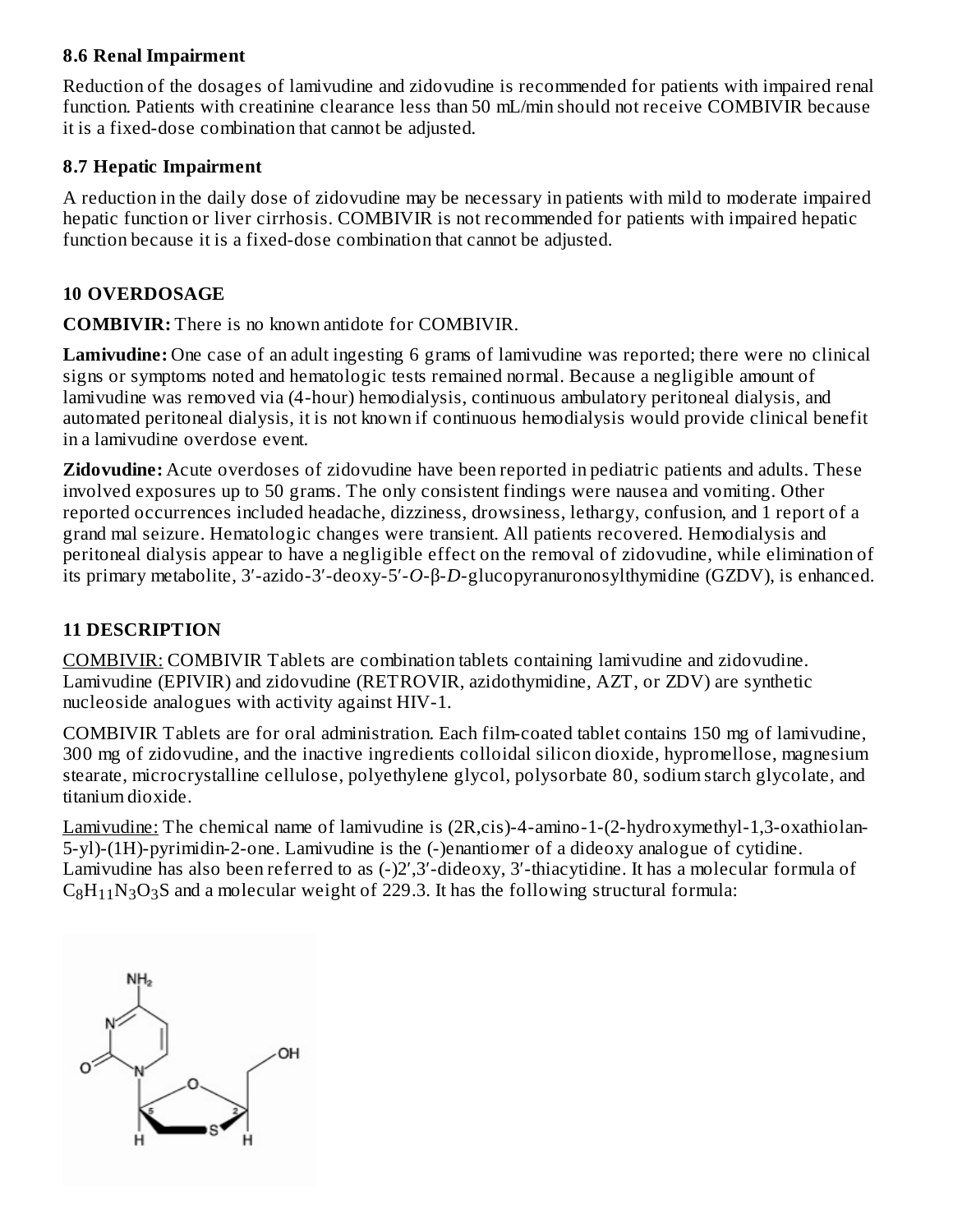### 8.6 Renal Impairment

Reduction of the dosages of lamivudine and zidovudine is recommended for patients with impaired renal function. Patients with creatinine clearance less than 50 mL/min should not receive COMBIVIR because it is a fixed-dose combination that cannot be adjusted.

### 8.7 Hepatic Impairment

A reduction in the daily dose of zidovudine may be necessary in patients with mild to moderate impaired hepatic function or liver cirrhosis. COMBIVIR is not recommended for patients with impaired hepatic function because it is a fixed-dose combination that cannot be adjusted.

## 10 OVERDOSAGE

**COMBIVIR:** There is no known antidote for COMBIVIR.

**Lamivudine:** One case of an adult ingesting 6 grams of lamivudine was reported; there were no clinical signs or symptoms noted and hematologic tests remained normal. Because a negligible amount of lamivudine was removed via (4-hour) hemodialysis, continuous ambulatory peritoneal dialysis, and automated peritoneal dialysis, it is not known if continuous hemodialysis would provide clinical benefit in a lamivudine overdose event.

**Zidovudine:** Acute overdoses of zidovudine have been reported in pediatric patients and adults. These involved exposures up to 50 grams. The only consistent findings were nausea and vomiting. Other reported occurrences included headache, dizziness, drowsiness, lethargy, confusion, and 1 report of a grand mal seizure. Hematologic changes were transient. All patients recovered. Hemodialysis and peritoneal dialysis appear to have a negligible effect on the removal of zidovudine, while elimination of its primary metabolite, 3′-azido-3′-deoxy-5′-*O*-β-*D*-glucopyranuronosylthymidine (GZDV), is enhanced.

## 11 DESCRIPTION

COMBIVIR: COMBIVIR Tablets are combination tablets containing lamivudine and zidovudine. Lamivudine (EPIVIR) and zidovudine (RETROVIR, azidothymidine, AZT, or ZDV) are synthetic nucleoside analogues with activity against HIV-1.

COMBIVIR Tablets are for oral administration. Each film-coated tablet contains 150 mg of lamivudine, 300 mg of zidovudine, and the inactive ingredients colloidal silicon dioxide, hypromellose, magnesium stearate, microcrystalline cellulose, polyethylene glycol, polysorbate 80, sodium starch glycolate, and titanium dioxide.

Lamivudine: The chemical name of lamivudine is (2R,cis)-4-amino-1-(2-hydroxymethyl-1,3-oxathiolan-5-yl)-(1H)-pyrimidin-2-one. Lamivudine is the (-)enantiomer of a dideoxy analogue of cytidine. Lamivudine has also been referred to as (-)2′,3′-dideoxy, 3′-thiacytidine. It has a molecular formula of $C_8H_{11}N_3O_3S$ and a molecular weight of 229.3. It has the following structural formula: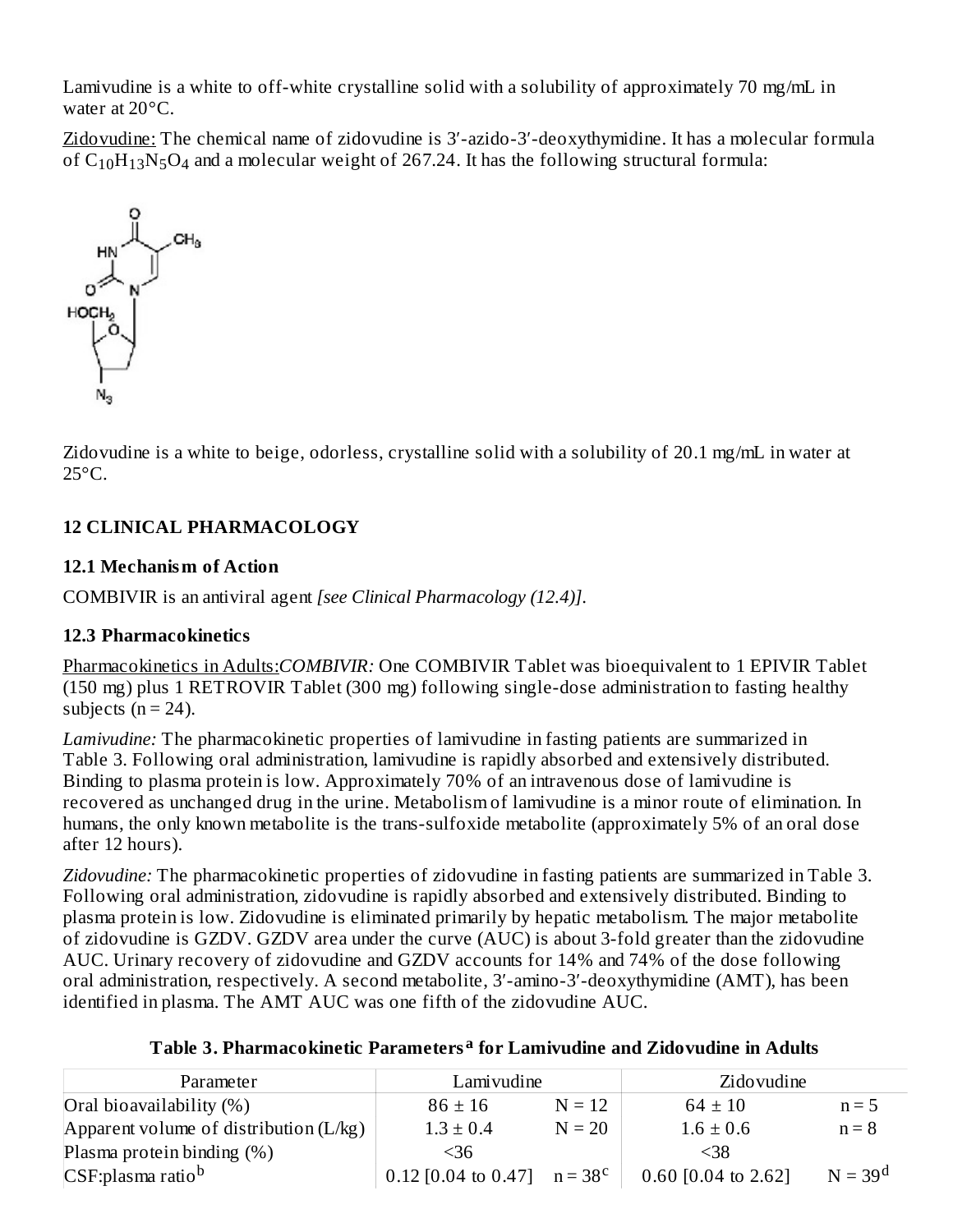Lamivudine is a white to off-white crystalline solid with a solubility of approximately 70 mg/mL in water at 20°C.

Zidovudine: The chemical name of zidovudine is 3′-azido-3′-deoxythymidine. It has a molecular formula of $C_{10}H_{13}N_5O_4$ and a molecular weight of 267.24. It has the following structural formula:

Zidovudine is a white to beige, odorless, crystalline solid with a solubility of 20.1 mg/mL in water at 25°C.

## 12 CLINICAL PHARMACOLOGY

### 12.1 Mechanism of Action

COMBIVIR is an antiviral agent *[see Clinical Pharmacology (12.4)]*.

### 12.3 Pharmacokinetics

Pharmacokinetics in Adults:*COMBIVIR:* One COMBIVIR Tablet was bioequivalent to 1 EPIVIR Tablet (150 mg) plus 1 RETROVIR Tablet (300 mg) following single-dose administration to fasting healthy subjects (n = 24).

*Lamivudine:* The pharmacokinetic properties of lamivudine in fasting patients are summarized in Table 3. Following oral administration, lamivudine is rapidly absorbed and extensively distributed. Binding to plasma protein is low. Approximately 70% of an intravenous dose of lamivudine is recovered as unchanged drug in the urine. Metabolism of lamivudine is a minor route of elimination. In humans, the only known metabolite is the trans-sulfoxide metabolite (approximately 5% of an oral dose after 12 hours).

*Zidovudine:* The pharmacokinetic properties of zidovudine in fasting patients are summarized in Table 3. Following oral administration, zidovudine is rapidly absorbed and extensively distributed. Binding to plasma protein is low. Zidovudine is eliminated primarily by hepatic metabolism. The major metabolite of zidovudine is GZDV. GZDV area under the curve (AUC) is about 3-fold greater than the zidovudine AUC. Urinary recovery of zidovudine and GZDV accounts for 14% and 74% of the dose following oral administration, respectively. A second metabolite, 3′-amino-3′-deoxythymidine (AMT), has been identified in plasma. The AMT AUC was one fifth of the zidovudine AUC.

**Table 3. Pharmacokinetic Parameters[a] for Lamivudine and Zidovudine in Adults**

| Parameter | Lamivudine | | Zidovudine | |
|---|---|---|---|---|
| Oral bioavailability (%) | 86 ± 16 | N = 12 | 64 ± 10 | n = 5 |
| Apparent volume of distribution (L/kg) | 1.3 ± 0.4 | N = 20 | 1.6 ± 0.6 | n = 8 |
| Plasma protein binding (%) | <36 | | <38 | |
| CSF:plasma ratio[b] | 0.12 [0.04 to 0.47] | n = 38[c] | 0.60 [0.04 to 2.62] | N = 39[d] |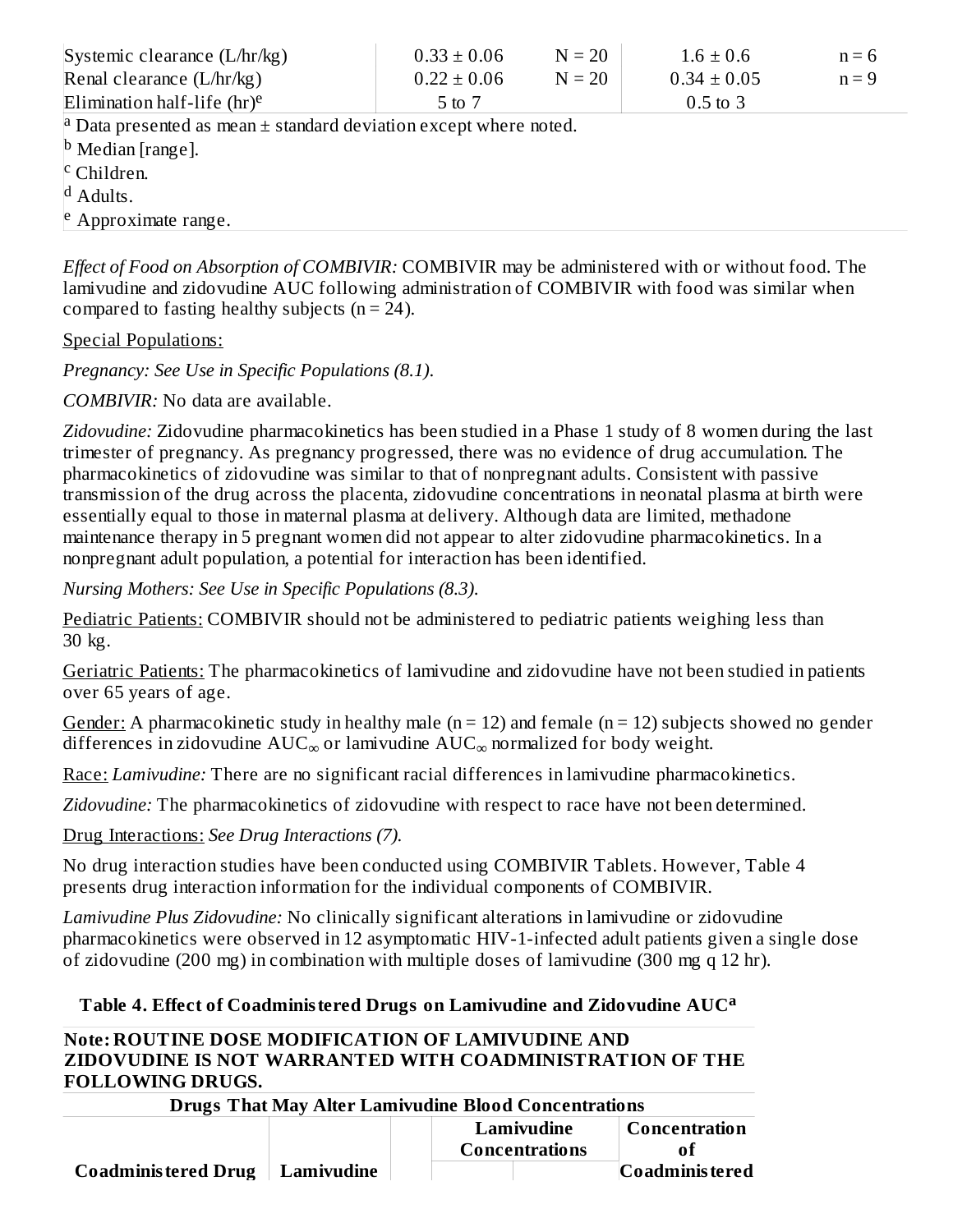| Systemic clearance (L/hr/kg) | $0.33 \pm 0.06$ | N = 20 | $1.6 \pm 0.6$ | n = 6 |
|---|---|---|---|---|
| Renal clearance (L/hr/kg) | $0.22 \pm 0.06$ | N = 20 | $0.34 \pm 0.05$ | n = 9 |
| Elimination half-life (hr)[e] | 5 to 7 | | 0.5 to 3 | |

[a] Data presented as mean ± standard deviation except where noted.

[b] Median [range].

[c] Children.

[d] Adults.

[e] Approximate range.

*Effect of Food on Absorption of COMBIVIR:* COMBIVIR may be administered with or without food. The lamivudine and zidovudine AUC following administration of COMBIVIR with food was similar when compared to fasting healthy subjects (n = 24).

Special Populations:

*Pregnancy: See Use in Specific Populations (8.1).*

*COMBIVIR:* No data are available.

*Zidovudine:* Zidovudine pharmacokinetics has been studied in a Phase 1 study of 8 women during the last trimester of pregnancy. As pregnancy progressed, there was no evidence of drug accumulation. The pharmacokinetics of zidovudine was similar to that of nonpregnant adults. Consistent with passive transmission of the drug across the placenta, zidovudine concentrations in neonatal plasma at birth were essentially equal to those in maternal plasma at delivery. Although data are limited, methadone maintenance therapy in 5 pregnant women did not appear to alter zidovudine pharmacokinetics. In a nonpregnant adult population, a potential for interaction has been identified.

*Nursing Mothers: See Use in Specific Populations (8.3).*

Pediatric Patients: COMBIVIR should not be administered to pediatric patients weighing less than 30 kg.

Geriatric Patients: The pharmacokinetics of lamivudine and zidovudine have not been studied in patients over 65 years of age.

Gender: A pharmacokinetic study in healthy male (n = 12) and female (n = 12) subjects showed no gender differences in zidovudine $AUC_\infty$ or lamivudine $AUC_\infty$ normalized for body weight.

Race: *Lamivudine:* There are no significant racial differences in lamivudine pharmacokinetics.

*Zidovudine:* The pharmacokinetics of zidovudine with respect to race have not been determined.

Drug Interactions: *See Drug Interactions (7).*

No drug interaction studies have been conducted using COMBIVIR Tablets. However, Table 4 presents drug interaction information for the individual components of COMBIVIR.

*Lamivudine Plus Zidovudine:* No clinically significant alterations in lamivudine or zidovudine pharmacokinetics were observed in 12 asymptomatic HIV-1-infected adult patients given a single dose of zidovudine (200 mg) in combination with multiple doses of lamivudine (300 mg q 12 hr).

**Table 4. Effect of Coadministered Drugs on Lamivudine and Zidovudine AUC[a]**

**Note: ROUTINE DOSE MODIFICATION OF LAMIVUDINE AND ZIDOVUDINE IS NOT WARRANTED WITH COADMINISTRATION OF THE FOLLOWING DRUGS.**

**Drugs That May Alter Lamivudine Blood Concentrations**

| **Coadministered Drug** | **Lamivudine** | | **Lamivudine Concentrations** | | **Concentration of Coadministered** |
|---|---|---|---|---|---|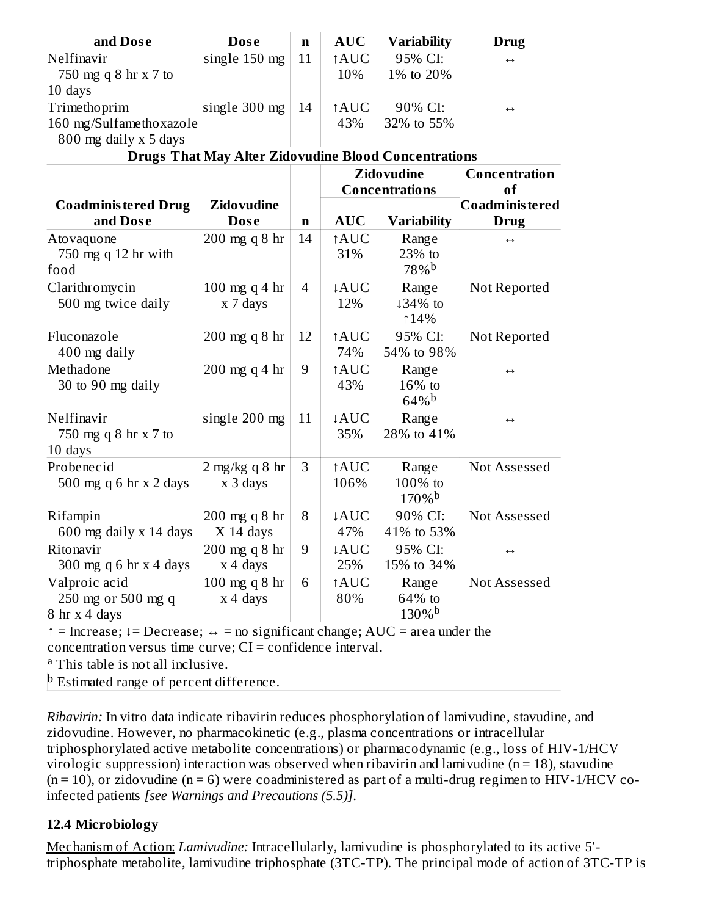| and Dose | Dose | n | AUC | Variability | Drug |
|---|---|---|---|---|---|
| Nelfinavir 750 mg q 8 hr x 7 to 10 days | single 150 mg | 11 | ↑AUC 10% | 95% CI: 1% to 20% | ↔ |
| Trimethoprim 160 mg/Sulfamethoxazole 800 mg daily x 5 days | single 300 mg | 14 | ↑AUC 43% | 90% CI: 32% to 55% | ↔ |

**Drugs That May Alter Zidovudine Blood Concentrations**

| Coadministered Drug and Dose | Zidovudine Dose | n | Zidovudine Concentrations | | Concentration of Coadministered Drug |
|---|---|---|---|---|---|
| | | | AUC | Variability | |
| Atovaquone 750 mg q 12 hr with food | 200 mg q 8 hr | 14 | ↑AUC 31% | Range 23% to 78%[b] | ↔ |
| Clarithromycin 500 mg twice daily | 100 mg q 4 hr x 7 days | 4 | ↓AUC 12% | Range ↓34% to ↑14% | Not Reported |
| Fluconazole 400 mg daily | 200 mg q 8 hr | 12 | ↑AUC 74% | 95% CI: 54% to 98% | Not Reported |
| Methadone 30 to 90 mg daily | 200 mg q 4 hr | 9 | ↑AUC 43% | Range 16% to 64%[b] | ↔ |
| Nelfinavir 750 mg q 8 hr x 7 to 10 days | single 200 mg | 11 | ↓AUC 35% | Range 28% to 41% | ↔ |
| Probenecid 500 mg q 6 hr x 2 days | 2 mg/kg q 8 hr x 3 days | 3 | ↑AUC 106% | Range 100% to 170%[b] | Not Assessed |
| Rifampin 600 mg daily x 14 days | 200 mg q 8 hr X 14 days | 8 | ↓AUC 47% | 90% CI: 41% to 53% | Not Assessed |
| Ritonavir 300 mg q 6 hr x 4 days | 200 mg q 8 hr x 4 days | 9 | ↓AUC 25% | 95% CI: 15% to 34% | ↔ |
| Valproic acid 250 mg or 500 mg q 8 hr x 4 days | 100 mg q 8 hr x 4 days | 6 | ↑AUC 80% | Range 64% to 130%[b] | Not Assessed |

↑ = Increase; ↓= Decrease; ↔ = no significant change; AUC = area under the concentration versus time curve; CI = confidence interval.

[a] This table is not all inclusive.

[b] Estimated range of percent difference.

*Ribavirin:* In vitro data indicate ribavirin reduces phosphorylation of lamivudine, stavudine, and zidovudine. However, no pharmacokinetic (e.g., plasma concentrations or intracellular triphosphorylated active metabolite concentrations) or pharmacodynamic (e.g., loss of HIV-1/HCV virologic suppression) interaction was observed when ribavirin and lamivudine (n = 18), stavudine (n = 10), or zidovudine (n = 6) were coadministered as part of a multi-drug regimen to HIV-1/HCV co-infected patients *[see Warnings and Precautions (5.5)]*.

### 12.4 Microbiology

Mechanism of Action: *Lamivudine:* Intracellularly, lamivudine is phosphorylated to its active 5′-triphosphate metabolite, lamivudine triphosphate (3TC-TP). The principal mode of action of 3TC-TP is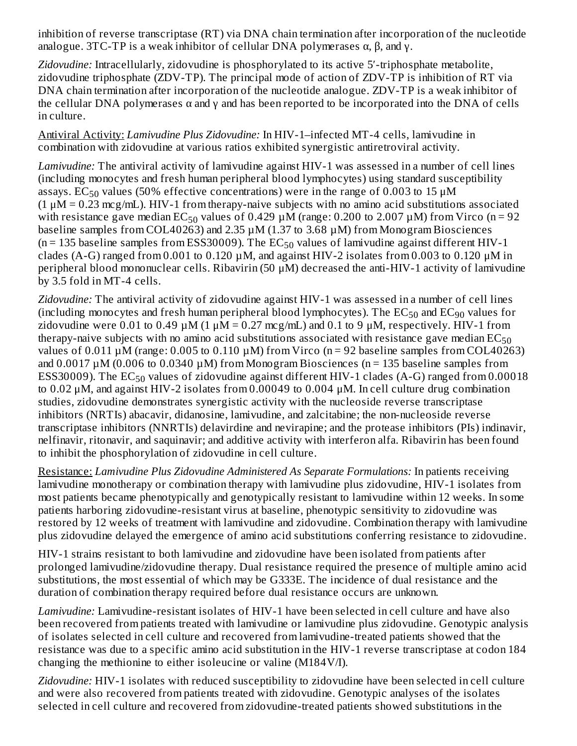inhibition of reverse transcriptase (RT) via DNA chain termination after incorporation of the nucleotide analogue. 3TC-TP is a weak inhibitor of cellular DNA polymerases α, β, and γ.

*Zidovudine:* Intracellularly, zidovudine is phosphorylated to its active 5′-triphosphate metabolite, zidovudine triphosphate (ZDV-TP). The principal mode of action of ZDV-TP is inhibition of RT via DNA chain termination after incorporation of the nucleotide analogue. ZDV-TP is a weak inhibitor of the cellular DNA polymerases α and γ and has been reported to be incorporated into the DNA of cells in culture.

Antiviral Activity: *Lamivudine Plus Zidovudine:* In HIV-1–infected MT-4 cells, lamivudine in combination with zidovudine at various ratios exhibited synergistic antiretroviral activity.

*Lamivudine:* The antiviral activity of lamivudine against HIV-1 was assessed in a number of cell lines (including monocytes and fresh human peripheral blood lymphocytes) using standard susceptibility assays. $EC_{50}$ values (50% effective concentrations) were in the range of 0.003 to 15 µM (1 µM = 0.23 mcg/mL). HIV-1 from therapy-naive subjects with no amino acid substitutions associated with resistance gave median $EC_{50}$ values of 0.429 µM (range: 0.200 to 2.007 µM) from Virco (n = 92 baseline samples from COL40263) and 2.35 µM (1.37 to 3.68 µM) from Monogram Biosciences (n = 135 baseline samples from ESS30009). The $EC_{50}$ values of lamivudine against different HIV-1 clades (A-G) ranged from 0.001 to 0.120 µM, and against HIV-2 isolates from 0.003 to 0.120 µM in peripheral blood mononuclear cells. Ribavirin (50 µM) decreased the anti-HIV-1 activity of lamivudine by 3.5 fold in MT-4 cells.

*Zidovudine:* The antiviral activity of zidovudine against HIV-1 was assessed in a number of cell lines (including monocytes and fresh human peripheral blood lymphocytes). The $EC_{50}$ and $EC_{90}$ values for zidovudine were 0.01 to 0.49 µM (1 µM = 0.27 mcg/mL) and 0.1 to 9 µM, respectively. HIV-1 from therapy-naive subjects with no amino acid substitutions associated with resistance gave median $EC_{50}$ values of 0.011 µM (range: 0.005 to 0.110 µM) from Virco (n = 92 baseline samples from COL40263) and 0.0017 µM (0.006 to 0.0340 µM) from Monogram Biosciences (n = 135 baseline samples from ESS30009). The $EC_{50}$ values of zidovudine against different HIV-1 clades (A-G) ranged from 0.00018 to 0.02 µM, and against HIV-2 isolates from 0.00049 to 0.004 µM. In cell culture drug combination studies, zidovudine demonstrates synergistic activity with the nucleoside reverse transcriptase inhibitors (NRTIs) abacavir, didanosine, lamivudine, and zalcitabine; the non-nucleoside reverse transcriptase inhibitors (NNRTIs) delavirdine and nevirapine; and the protease inhibitors (PIs) indinavir, nelfinavir, ritonavir, and saquinavir; and additive activity with interferon alfa. Ribavirin has been found to inhibit the phosphorylation of zidovudine in cell culture.

Resistance: *Lamivudine Plus Zidovudine Administered As Separate Formulations:* In patients receiving lamivudine monotherapy or combination therapy with lamivudine plus zidovudine, HIV-1 isolates from most patients became phenotypically and genotypically resistant to lamivudine within 12 weeks. In some patients harboring zidovudine-resistant virus at baseline, phenotypic sensitivity to zidovudine was restored by 12 weeks of treatment with lamivudine and zidovudine. Combination therapy with lamivudine plus zidovudine delayed the emergence of amino acid substitutions conferring resistance to zidovudine.

HIV-1 strains resistant to both lamivudine and zidovudine have been isolated from patients after prolonged lamivudine/zidovudine therapy. Dual resistance required the presence of multiple amino acid substitutions, the most essential of which may be G333E. The incidence of dual resistance and the duration of combination therapy required before dual resistance occurs are unknown.

*Lamivudine:* Lamivudine-resistant isolates of HIV-1 have been selected in cell culture and have also been recovered from patients treated with lamivudine or lamivudine plus zidovudine. Genotypic analysis of isolates selected in cell culture and recovered from lamivudine-treated patients showed that the resistance was due to a specific amino acid substitution in the HIV-1 reverse transcriptase at codon 184 changing the methionine to either isoleucine or valine (M184V/I).

*Zidovudine:* HIV-1 isolates with reduced susceptibility to zidovudine have been selected in cell culture and were also recovered from patients treated with zidovudine. Genotypic analyses of the isolates selected in cell culture and recovered from zidovudine-treated patients showed substitutions in the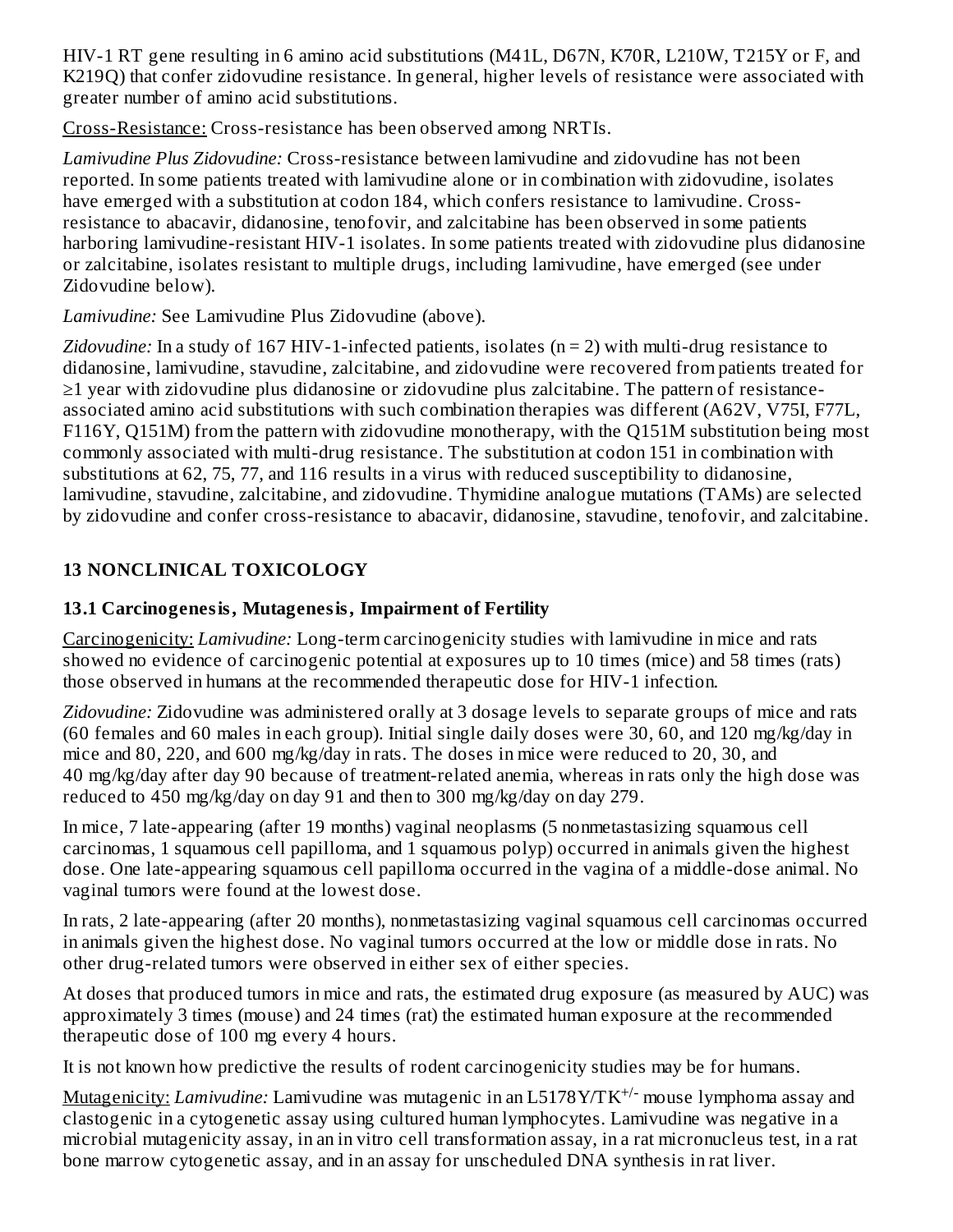HIV-1 RT gene resulting in 6 amino acid substitutions (M41L, D67N, K70R, L210W, T215Y or F, and K219Q) that confer zidovudine resistance. In general, higher levels of resistance were associated with greater number of amino acid substitutions.

Cross-Resistance: Cross-resistance has been observed among NRTIs.

*Lamivudine Plus Zidovudine:* Cross-resistance between lamivudine and zidovudine has not been reported. In some patients treated with lamivudine alone or in combination with zidovudine, isolates have emerged with a substitution at codon 184, which confers resistance to lamivudine. Cross-resistance to abacavir, didanosine, tenofovir, and zalcitabine has been observed in some patients harboring lamivudine-resistant HIV-1 isolates. In some patients treated with zidovudine plus didanosine or zalcitabine, isolates resistant to multiple drugs, including lamivudine, have emerged (see under Zidovudine below).

*Lamivudine:* See Lamivudine Plus Zidovudine (above).

*Zidovudine:* In a study of 167 HIV-1-infected patients, isolates (n = 2) with multi-drug resistance to didanosine, lamivudine, stavudine, zalcitabine, and zidovudine were recovered from patients treated for ≥1 year with zidovudine plus didanosine or zidovudine plus zalcitabine. The pattern of resistance-associated amino acid substitutions with such combination therapies was different (A62V, V75I, F77L, F116Y, Q151M) from the pattern with zidovudine monotherapy, with the Q151M substitution being most commonly associated with multi-drug resistance. The substitution at codon 151 in combination with substitutions at 62, 75, 77, and 116 results in a virus with reduced susceptibility to didanosine, lamivudine, stavudine, zalcitabine, and zidovudine. Thymidine analogue mutations (TAMs) are selected by zidovudine and confer cross-resistance to abacavir, didanosine, stavudine, tenofovir, and zalcitabine.

## 13 NONCLINICAL TOXICOLOGY

### 13.1 Carcinogenesis, Mutagenesis, Impairment of Fertility

Carcinogenicity: *Lamivudine:* Long-term carcinogenicity studies with lamivudine in mice and rats showed no evidence of carcinogenic potential at exposures up to 10 times (mice) and 58 times (rats) those observed in humans at the recommended therapeutic dose for HIV-1 infection.

*Zidovudine:* Zidovudine was administered orally at 3 dosage levels to separate groups of mice and rats (60 females and 60 males in each group). Initial single daily doses were 30, 60, and 120 mg/kg/day in mice and 80, 220, and 600 mg/kg/day in rats. The doses in mice were reduced to 20, 30, and 40 mg/kg/day after day 90 because of treatment-related anemia, whereas in rats only the high dose was reduced to 450 mg/kg/day on day 91 and then to 300 mg/kg/day on day 279.

In mice, 7 late-appearing (after 19 months) vaginal neoplasms (5 nonmetastasizing squamous cell carcinomas, 1 squamous cell papilloma, and 1 squamous polyp) occurred in animals given the highest dose. One late-appearing squamous cell papilloma occurred in the vagina of a middle-dose animal. No vaginal tumors were found at the lowest dose.

In rats, 2 late-appearing (after 20 months), nonmetastasizing vaginal squamous cell carcinomas occurred in animals given the highest dose. No vaginal tumors occurred at the low or middle dose in rats. No other drug-related tumors were observed in either sex of either species.

At doses that produced tumors in mice and rats, the estimated drug exposure (as measured by AUC) was approximately 3 times (mouse) and 24 times (rat) the estimated human exposure at the recommended therapeutic dose of 100 mg every 4 hours.

It is not known how predictive the results of rodent carcinogenicity studies may be for humans.

Mutagenicity: *Lamivudine:* Lamivudine was mutagenic in an L5178Y/TK$^{+/-}$ mouse lymphoma assay and clastogenic in a cytogenetic assay using cultured human lymphocytes. Lamivudine was negative in a microbial mutagenicity assay, in an in vitro cell transformation assay, in a rat micronucleus test, in a rat bone marrow cytogenetic assay, and in an assay for unscheduled DNA synthesis in rat liver.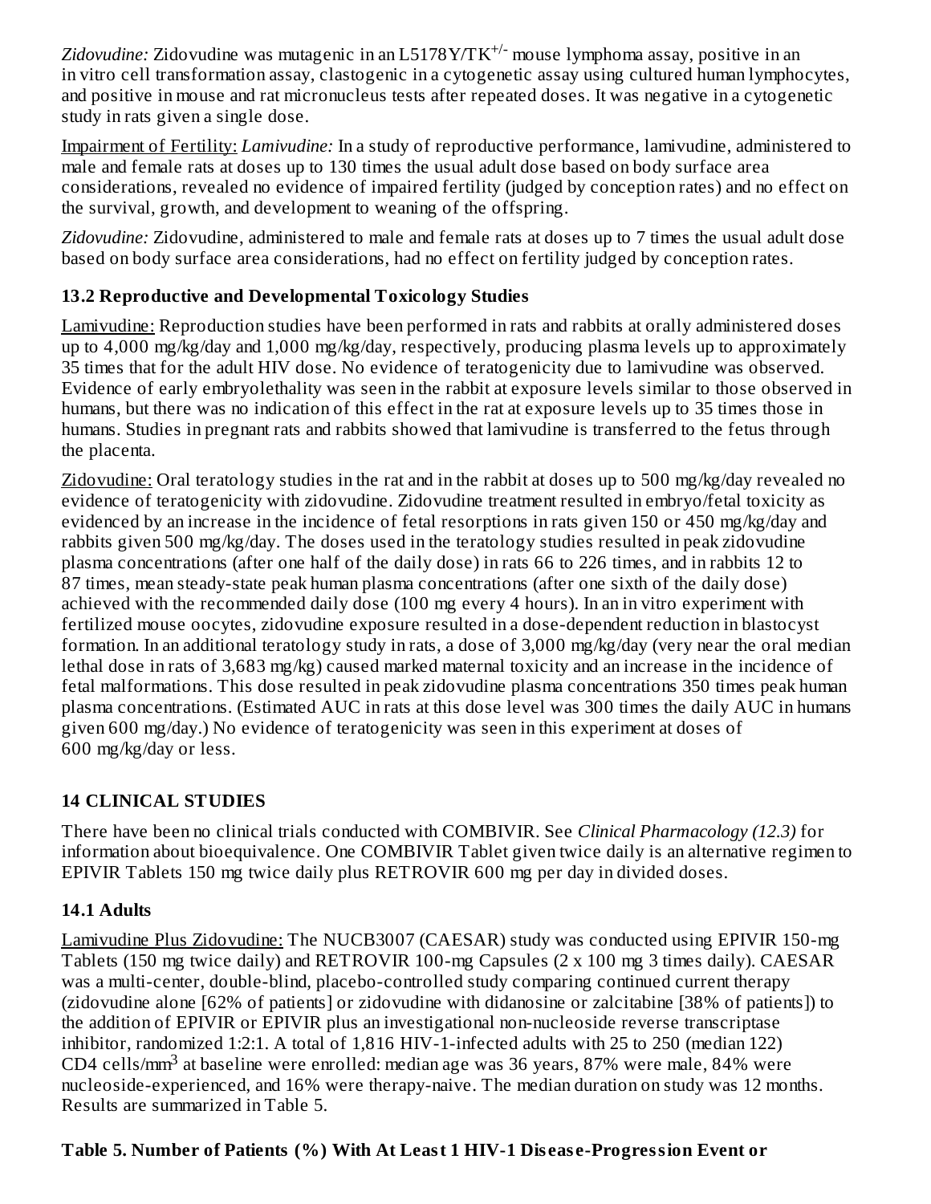*Zidovudine:* Zidovudine was mutagenic in an L5178Y/TK$^{+/-}$ mouse lymphoma assay, positive in an in vitro cell transformation assay, clastogenic in a cytogenetic assay using cultured human lymphocytes, and positive in mouse and rat micronucleus tests after repeated doses. It was negative in a cytogenetic study in rats given a single dose.

Impairment of Fertility: *Lamivudine:* In a study of reproductive performance, lamivudine, administered to male and female rats at doses up to 130 times the usual adult dose based on body surface area considerations, revealed no evidence of impaired fertility (judged by conception rates) and no effect on the survival, growth, and development to weaning of the offspring.

*Zidovudine:* Zidovudine, administered to male and female rats at doses up to 7 times the usual adult dose based on body surface area considerations, had no effect on fertility judged by conception rates.

### 13.2 Reproductive and Developmental Toxicology Studies

Lamivudine: Reproduction studies have been performed in rats and rabbits at orally administered doses up to 4,000 mg/kg/day and 1,000 mg/kg/day, respectively, producing plasma levels up to approximately 35 times that for the adult HIV dose. No evidence of teratogenicity due to lamivudine was observed. Evidence of early embryolethality was seen in the rabbit at exposure levels similar to those observed in humans, but there was no indication of this effect in the rat at exposure levels up to 35 times those in humans. Studies in pregnant rats and rabbits showed that lamivudine is transferred to the fetus through the placenta.

Zidovudine: Oral teratology studies in the rat and in the rabbit at doses up to 500 mg/kg/day revealed no evidence of teratogenicity with zidovudine. Zidovudine treatment resulted in embryo/fetal toxicity as evidenced by an increase in the incidence of fetal resorptions in rats given 150 or 450 mg/kg/day and rabbits given 500 mg/kg/day. The doses used in the teratology studies resulted in peak zidovudine plasma concentrations (after one half of the daily dose) in rats 66 to 226 times, and in rabbits 12 to 87 times, mean steady-state peak human plasma concentrations (after one sixth of the daily dose) achieved with the recommended daily dose (100 mg every 4 hours). In an in vitro experiment with fertilized mouse oocytes, zidovudine exposure resulted in a dose-dependent reduction in blastocyst formation. In an additional teratology study in rats, a dose of 3,000 mg/kg/day (very near the oral median lethal dose in rats of 3,683 mg/kg) caused marked maternal toxicity and an increase in the incidence of fetal malformations. This dose resulted in peak zidovudine plasma concentrations 350 times peak human plasma concentrations. (Estimated AUC in rats at this dose level was 300 times the daily AUC in humans given 600 mg/day.) No evidence of teratogenicity was seen in this experiment at doses of 600 mg/kg/day or less.

## 14 CLINICAL STUDIES

There have been no clinical trials conducted with COMBIVIR. See *Clinical Pharmacology (12.3)* for information about bioequivalence. One COMBIVIR Tablet given twice daily is an alternative regimen to EPIVIR Tablets 150 mg twice daily plus RETROVIR 600 mg per day in divided doses.

### 14.1 Adults

Lamivudine Plus Zidovudine: The NUCB3007 (CAESAR) study was conducted using EPIVIR 150-mg Tablets (150 mg twice daily) and RETROVIR 100-mg Capsules (2 x 100 mg 3 times daily). CAESAR was a multi-center, double-blind, placebo-controlled study comparing continued current therapy (zidovudine alone [62% of patients] or zidovudine with didanosine or zalcitabine [38% of patients]) to the addition of EPIVIR or EPIVIR plus an investigational non-nucleoside reverse transcriptase inhibitor, randomized 1:2:1. A total of 1,816 HIV-1-infected adults with 25 to 250 (median 122) CD4 cells/mm$^3$ at baseline were enrolled: median age was 36 years, 87% were male, 84% were nucleoside-experienced, and 16% were therapy-naive. The median duration on study was 12 months. Results are summarized in Table 5.

**Table 5. Number of Patients (%) With At Least 1 HIV-1 Disease-Progression Event or**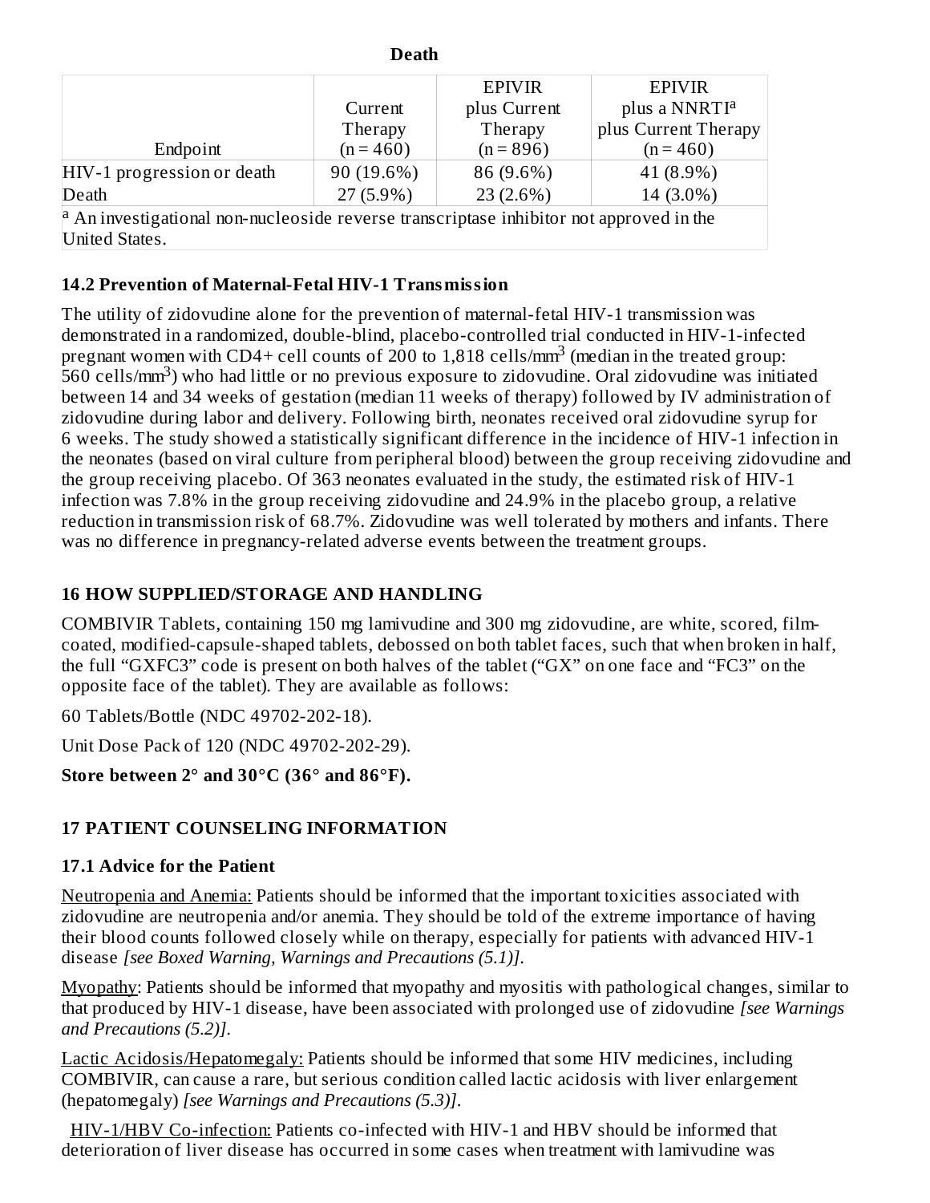**Death**

| Endpoint | Current Therapy (n = 460) | EPIVIR plus Current Therapy (n = 896) | EPIVIR plus a NNRTI[a] plus Current Therapy (n = 460) |
|---|---|---|---|
| HIV-1 progression or death | 90 (19.6%) | 86 (9.6%) | 41 (8.9%) |
| Death | 27 (5.9%) | 23 (2.6%) | 14 (3.0%) |

[a] An investigational non-nucleoside reverse transcriptase inhibitor not approved in the United States.

## 14.2 Prevention of Maternal-Fetal HIV-1 Transmission

The utility of zidovudine alone for the prevention of maternal-fetal HIV-1 transmission was demonstrated in a randomized, double-blind, placebo-controlled trial conducted in HIV-1-infected pregnant women with CD4+ cell counts of 200 to 1,818 cells/mm$^3$ (median in the treated group: 560 cells/mm$^3$) who had little or no previous exposure to zidovudine. Oral zidovudine was initiated between 14 and 34 weeks of gestation (median 11 weeks of therapy) followed by IV administration of zidovudine during labor and delivery. Following birth, neonates received oral zidovudine syrup for 6 weeks. The study showed a statistically significant difference in the incidence of HIV-1 infection in the neonates (based on viral culture from peripheral blood) between the group receiving zidovudine and the group receiving placebo. Of 363 neonates evaluated in the study, the estimated risk of HIV-1 infection was 7.8% in the group receiving zidovudine and 24.9% in the placebo group, a relative reduction in transmission risk of 68.7%. Zidovudine was well tolerated by mothers and infants. There was no difference in pregnancy-related adverse events between the treatment groups.

# 16 HOW SUPPLIED/STORAGE AND HANDLING

COMBIVIR Tablets, containing 150 mg lamivudine and 300 mg zidovudine, are white, scored, film-coated, modified-capsule-shaped tablets, debossed on both tablet faces, such that when broken in half, the full "GXFC3" code is present on both halves of the tablet ("GX" on one face and "FC3" on the opposite face of the tablet). They are available as follows:

60 Tablets/Bottle (NDC 49702-202-18).

Unit Dose Pack of 120 (NDC 49702-202-29).

**Store between 2° and 30°C (36° and 86°F).**

# 17 PATIENT COUNSELING INFORMATION

## 17.1 Advice for the Patient

Neutropenia and Anemia: Patients should be informed that the important toxicities associated with zidovudine are neutropenia and/or anemia. They should be told of the extreme importance of having their blood counts followed closely while on therapy, especially for patients with advanced HIV-1 disease *[see Boxed Warning, Warnings and Precautions (5.1)]*.

Myopathy: Patients should be informed that myopathy and myositis with pathological changes, similar to that produced by HIV-1 disease, have been associated with prolonged use of zidovudine *[see Warnings and Precautions (5.2)]*.

Lactic Acidosis/Hepatomegaly: Patients should be informed that some HIV medicines, including COMBIVIR, can cause a rare, but serious condition called lactic acidosis with liver enlargement (hepatomegaly) *[see Warnings and Precautions (5.3)]*.

HIV-1/HBV Co-infection: Patients co-infected with HIV-1 and HBV should be informed that deterioration of liver disease has occurred in some cases when treatment with lamivudine was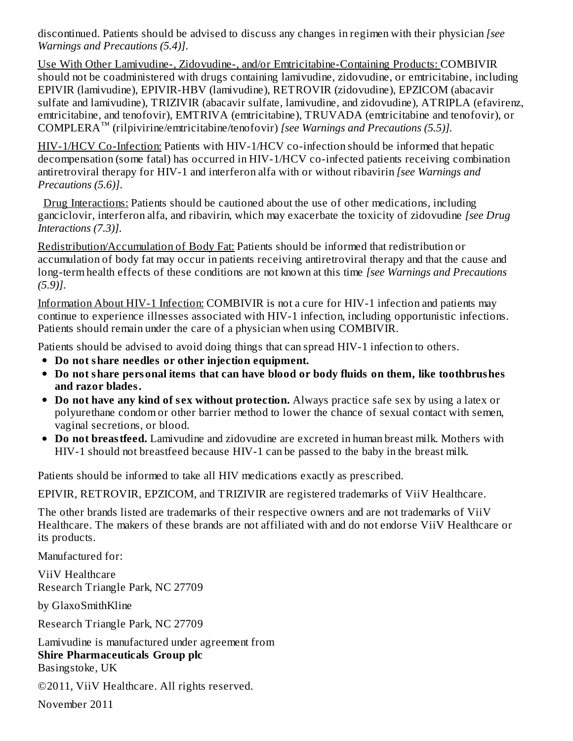discontinued. Patients should be advised to discuss any changes in regimen with their physician *[see Warnings and Precautions (5.4)].*

Use With Other Lamivudine-, Zidovudine-, and/or Emtricitabine-Containing Products: COMBIVIR should not be coadministered with drugs containing lamivudine, zidovudine, or emtricitabine, including EPIVIR (lamivudine), EPIVIR-HBV (lamivudine), RETROVIR (zidovudine), EPZICOM (abacavir sulfate and lamivudine), TRIZIVIR (abacavir sulfate, lamivudine, and zidovudine), ATRIPLA (efavirenz, emtricitabine, and tenofovir), EMTRIVA (emtricitabine), TRUVADA (emtricitabine and tenofovir), or COMPLERA™ (rilpivirine/emtricitabine/tenofovir) *[see Warnings and Precautions (5.5)].*

HIV-1/HCV Co-Infection: Patients with HIV-1/HCV co-infection should be informed that hepatic decompensation (some fatal) has occurred in HIV-1/HCV co-infected patients receiving combination antiretroviral therapy for HIV-1 and interferon alfa with or without ribavirin *[see Warnings and Precautions (5.6)].*

Drug Interactions: Patients should be cautioned about the use of other medications, including ganciclovir, interferon alfa, and ribavirin, which may exacerbate the toxicity of zidovudine *[see Drug Interactions (7.3)].*

Redistribution/Accumulation of Body Fat: Patients should be informed that redistribution or accumulation of body fat may occur in patients receiving antiretroviral therapy and that the cause and long-term health effects of these conditions are not known at this time *[see Warnings and Precautions (5.9)].*

Information About HIV-1 Infection: COMBIVIR is not a cure for HIV-1 infection and patients may continue to experience illnesses associated with HIV-1 infection, including opportunistic infections. Patients should remain under the care of a physician when using COMBIVIR.

Patients should be advised to avoid doing things that can spread HIV-1 infection to others.

- **Do not share needles or other injection equipment.**
- **Do not share personal items that can have blood or body fluids on them, like toothbrushes and razor blades.**
- **Do not have any kind of sex without protection.** Always practice safe sex by using a latex or polyurethane condom or other barrier method to lower the chance of sexual contact with semen, vaginal secretions, or blood.
- **Do not breastfeed.** Lamivudine and zidovudine are excreted in human breast milk. Mothers with HIV-1 should not breastfeed because HIV-1 can be passed to the baby in the breast milk.

Patients should be informed to take all HIV medications exactly as prescribed.

EPIVIR, RETROVIR, EPZICOM, and TRIZIVIR are registered trademarks of ViiV Healthcare.

The other brands listed are trademarks of their respective owners and are not trademarks of ViiV Healthcare. The makers of these brands are not affiliated with and do not endorse ViiV Healthcare or its products.

Manufactured for:

ViiV Healthcare
Research Triangle Park, NC 27709

by GlaxoSmithKline

Research Triangle Park, NC 27709

Lamivudine is manufactured under agreement from
**Shire Pharmaceuticals Group plc**
Basingstoke, UK

©2011, ViiV Healthcare. All rights reserved.

November 2011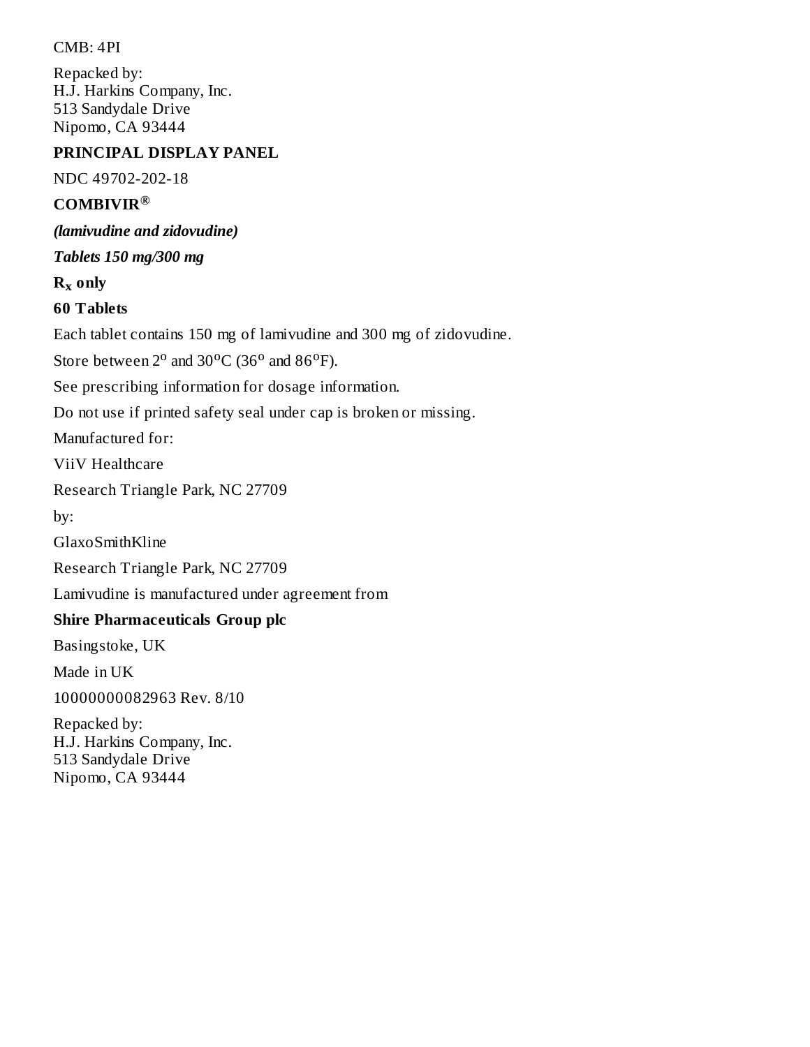CMB: 4PI

Repacked by:
H.J. Harkins Company, Inc.
513 Sandydale Drive
Nipomo, CA 93444

## PRINCIPAL DISPLAY PANEL

NDC 49702-202-18

**COMBIVIR®**

***(lamivudine and zidovudine)***

***Tablets 150 mg/300 mg***

**$R_x$ only**

**60 Tablets**

Each tablet contains 150 mg of lamivudine and 300 mg of zidovudine.

Store between 2° and 30°C (36° and 86°F).

See prescribing information for dosage information.

Do not use if printed safety seal under cap is broken or missing.

Manufactured for:

ViiV Healthcare

Research Triangle Park, NC 27709

by:

GlaxoSmithKline

Research Triangle Park, NC 27709

Lamivudine is manufactured under agreement from

**Shire Pharmaceuticals Group plc**

Basingstoke, UK

Made in UK

10000000082963 Rev. 8/10

Repacked by:
H.J. Harkins Company, Inc.
513 Sandydale Drive
Nipomo, CA 93444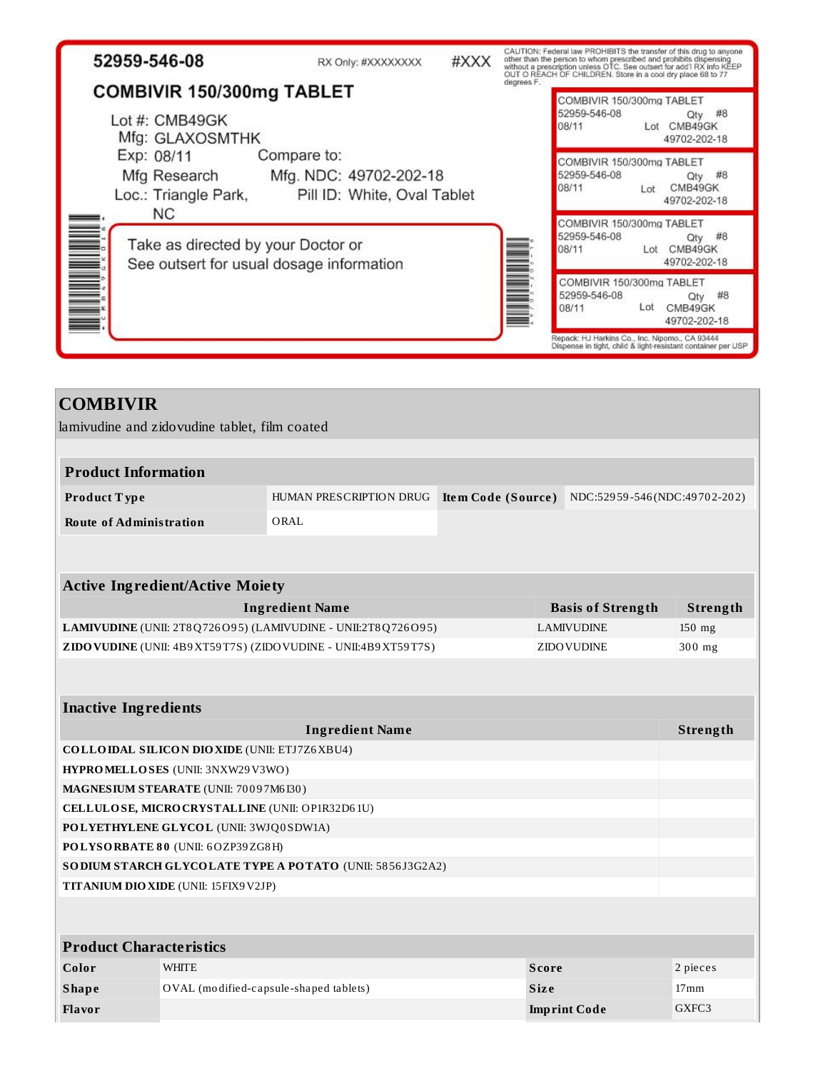52959-546-08

RX Only: #XXXXXXXX

#XXX

CAUTION: Federal law PROHIBITS the transfer of this drug to anyone other than the person to whom prescribed and prohibits dispensing without a prescription unless OTC. See outsert for add'l RX info KEEP OUT O REACH OF CHILDREN. Store in a cool dry place 68 to 77 degrees F.

**COMBIVIR 150/300mg TABLET**

Lot #: CMB49GK
Mfg: GLAXOSMTHK
Exp: 08/11
Mfg Research
Loc.: Triangle Park, NC

Compare to:
Mfg. NDC: 49702-202-18
Pill ID: White, Oval Tablet

Take as directed by your Doctor or
See outsert for usual dosage information

COMBIVIR 150/300mg TABLET
52959-546-08 Qty #8
08/11 Lot CMB49GK
49702-202-18

COMBIVIR 150/300mg TABLET
52959-546-08 Qty #8
08/11 Lot CMB49GK
49702-202-18

COMBIVIR 150/300mg TABLET
52959-546-08 Qty #8
08/11 Lot CMB49GK
49702-202-18

COMBIVIR 150/300mg TABLET
52959-546-08 Qty #8
08/11 Lot CMB49GK
49702-202-18

Repack: HJ Harkins Co., Inc. Nipomo., CA 93444
Dispense in tight, child & light-resistant container per USP

## COMBIVIR

lamivudine and zidovudine tablet, film coated

| Product Information | | | |
|---|---|---|---|
| **Product Type** | HUMAN PRESCRIPTION DRUG | **Item Code (Source)** | NDC:52959-546(NDC:49702-202) |
| **Route of Administration** | ORAL | | |

| Active Ingredient/Active Moiety | | |
|---|---|---|
| **Ingredient Name** | **Basis of Strength** | **Strength** |
| **LAMIVUDINE** (UNII: 2T8Q726O95) (LAMIVUDINE - UNII:2T8Q726O95) | LAMIVUDINE | 150 mg |
| **ZIDOVUDINE** (UNII: 4B9XT59T7S) (ZIDOVUDINE - UNII:4B9XT59T7S) | ZIDOVUDINE | 300 mg |

| Inactive Ingredients | |
|---|---|
| **Ingredient Name** | **Strength** |
| **COLLOIDAL SILICON DIOXIDE** (UNII: ETJ7Z6XBU4) | |
| **HYPROMELLOSES** (UNII: 3NXW29V3WO) | |
| **MAGNESIUM STEARATE** (UNII: 70097M6I30) | |
| **CELLULOSE, MICROCRYSTALLINE** (UNII: OP1R32D61U) | |
| **POLYETHYLENE GLYCOL** (UNII: 3WJQ0SDW1A) | |
| **POLYSORBATE 80** (UNII: 6OZP39ZG8H) | |
| **SODIUM STARCH GLYCOLATE TYPE A POTATO** (UNII: 5856J3G2A2) | |
| **TITANIUM DIOXIDE** (UNII: 15FIX9V2JP) | |

| Product Characteristics | | | |
|---|---|---|---|
| **Color** | WHITE | **Score** | 2 pieces |
| **Shape** | OVAL (modified-capsule-shaped tablets) | **Size** | 17mm |
| **Flavor** | | **Imprint Code** | GXFC3 |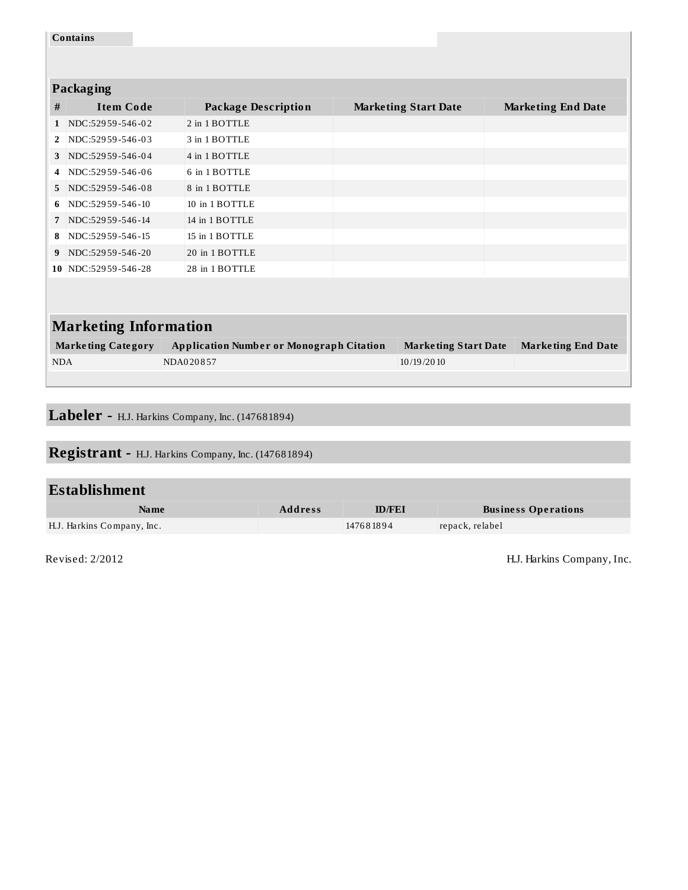| Contains | |
|---|---|

## Packaging

| # | Item Code | Package Description | Marketing Start Date | Marketing End Date |
|---|---|---|---|---|
| 1 | NDC:52959-546-02 | 2 in 1 BOTTLE | | |
| 2 | NDC:52959-546-03 | 3 in 1 BOTTLE | | |
| 3 | NDC:52959-546-04 | 4 in 1 BOTTLE | | |
| 4 | NDC:52959-546-06 | 6 in 1 BOTTLE | | |
| 5 | NDC:52959-546-08 | 8 in 1 BOTTLE | | |
| 6 | NDC:52959-546-10 | 10 in 1 BOTTLE | | |
| 7 | NDC:52959-546-14 | 14 in 1 BOTTLE | | |
| 8 | NDC:52959-546-15 | 15 in 1 BOTTLE | | |
| 9 | NDC:52959-546-20 | 20 in 1 BOTTLE | | |
| 10 | NDC:52959-546-28 | 28 in 1 BOTTLE | | |

## Marketing Information

| Marketing Category | Application Number or Monograph Citation | Marketing Start Date | Marketing End Date |
|---|---|---|---|
| NDA | NDA020857 | 10/19/2010 | |

## Labeler - H.J. Harkins Company, Inc. (147681894)

## Registrant - H.J. Harkins Company, Inc. (147681894)

## Establishment

| Name | Address | ID/FEI | Business Operations |
|---|---|---|---|
| H.J. Harkins Company, Inc. | | 147681894 | repack, relabel |

Revised: 2/2012

H.J. Harkins Company, Inc.